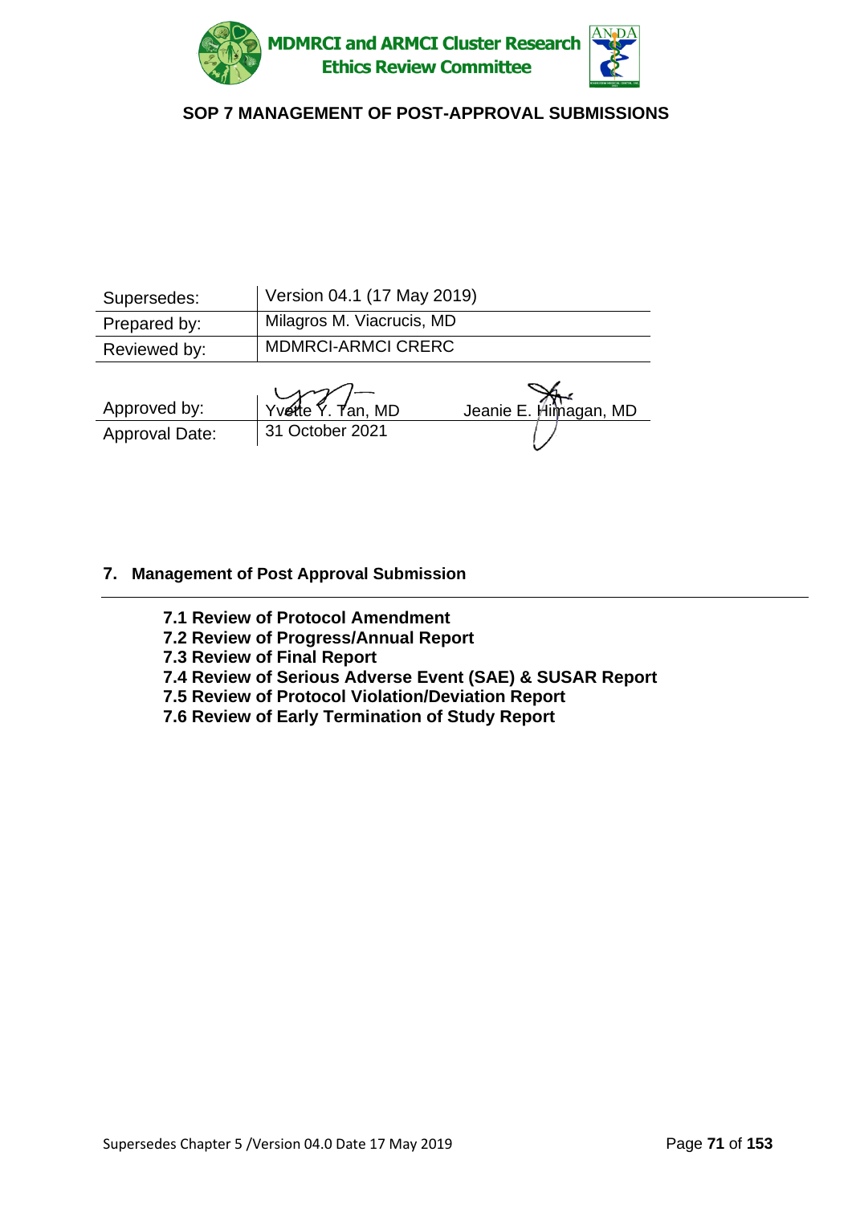# MDMRCI and ARMCI Cluster Research Ethics Review Committee

## SOP 7 MANAGEMENT OF POST-APPROVAL SUBMISSIONS

| Supersedes: | Version 04.1 (17 May 2019) | |
|---|---|---|
| Prepared by: | Milagros M. Viacrucis, MD | |
| Reviewed by: | MDMRCI-ARMCI CRERC | |
| Approved by: | Yvette Y. Tan, MD | Jeanie E. Himagan, MD |
| Approval Date: | 31 October 2021 | |

## 7. Management of Post Approval Submission

---

- **7.1 Review of Protocol Amendment**
- **7.2 Review of Progress/Annual Report**
- **7.3 Review of Final Report**
- **7.4 Review of Serious Adverse Event (SAE) & SUSAR Report**
- **7.5 Review of Protocol Violation/Deviation Report**
- **7.6 Review of Early Termination of Study Report**

Supersedes Chapter 5 /Version 04.0 Date 17 May 2019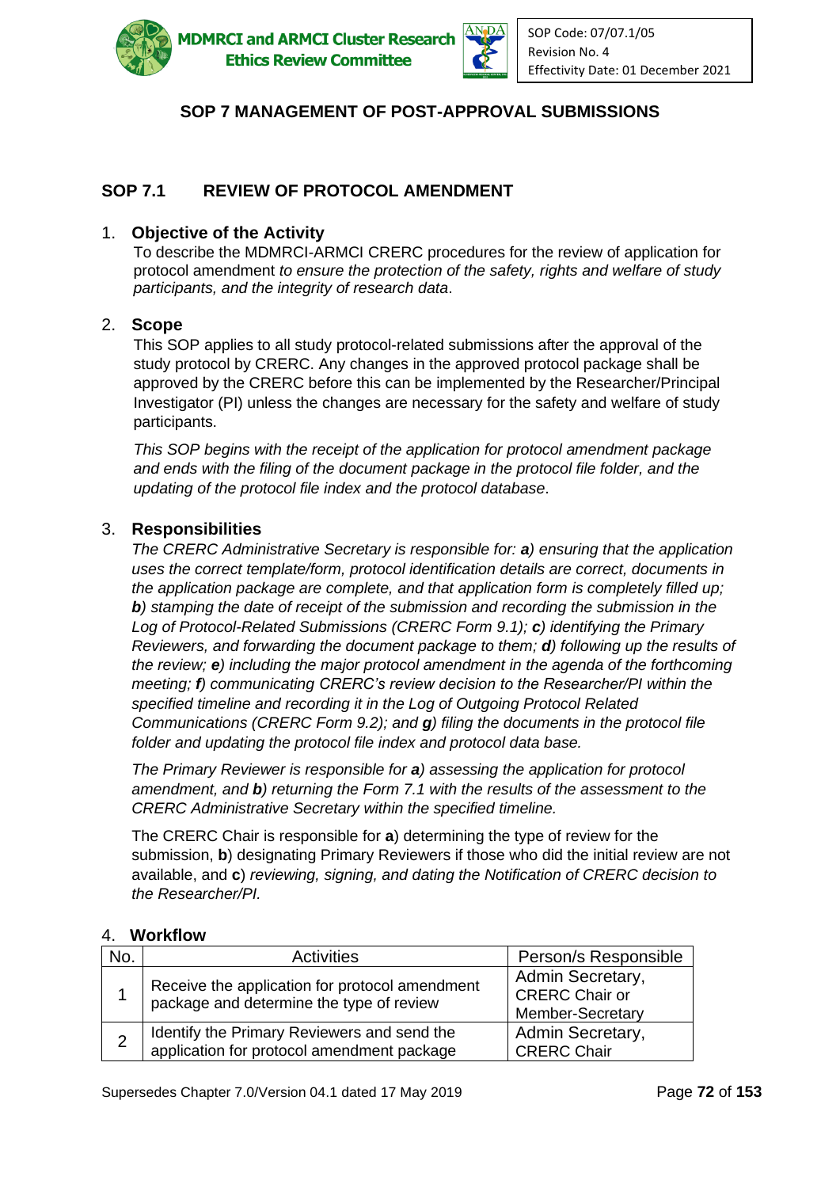## SOP 7 MANAGEMENT OF POST-APPROVAL SUBMISSIONS

### SOP 7.1 REVIEW OF PROTOCOL AMENDMENT

1. **Objective of the Activity**

   To describe the MDMRCI-ARMCI CRERC procedures for the review of application for protocol amendment *to ensure the protection of the safety, rights and welfare of study participants, and the integrity of research data*.

2. **Scope**

   This SOP applies to all study protocol-related submissions after the approval of the study protocol by CRERC. Any changes in the approved protocol package shall be approved by the CRERC before this can be implemented by the Researcher/Principal Investigator (PI) unless the changes are necessary for the safety and welfare of study participants.

   *This SOP begins with the receipt of the application for protocol amendment package and ends with the filing of the document package in the protocol file folder, and the updating of the protocol file index and the protocol database*.

3. **Responsibilities**

   *The CRERC Administrative Secretary is responsible for: **a**) ensuring that the application uses the correct template/form, protocol identification details are correct, documents in the application package are complete, and that application form is completely filled up; **b**) stamping the date of receipt of the submission and recording the submission in the Log of Protocol-Related Submissions (CRERC Form 9.1); **c**) identifying the Primary Reviewers, and forwarding the document package to them; **d**) following up the results of the review; **e**) including the major protocol amendment in the agenda of the forthcoming meeting; **f**) communicating CRERC's review decision to the Researcher/PI within the specified timeline and recording it in the Log of Outgoing Protocol Related Communications (CRERC Form 9.2); and **g**) filing the documents in the protocol file folder and updating the protocol file index and protocol data base.*

   *The Primary Reviewer is responsible for **a**) assessing the application for protocol amendment, and **b**) returning the Form 7.1 with the results of the assessment to the CRERC Administrative Secretary within the specified timeline.*

   The CRERC Chair is responsible for **a**) determining the type of review for the submission, **b**) designating Primary Reviewers if those who did the initial review are not available, and **c**) *reviewing, signing, and dating the Notification of CRERC decision to the Researcher/PI.*

4. **Workflow**

| No. | Activities | Person/s Responsible |
|---|---|---|
| 1 | Receive the application for protocol amendment package and determine the type of review | Admin Secretary, CRERC Chair or Member-Secretary |
| 2 | Identify the Primary Reviewers and send the application for protocol amendment package | Admin Secretary, CRERC Chair |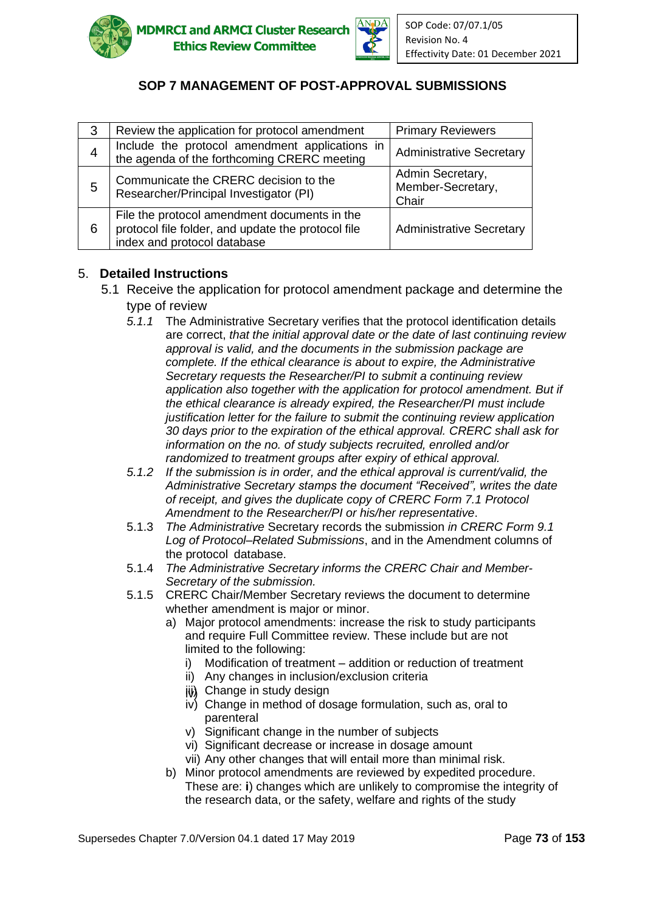## SOP 7 MANAGEMENT OF POST-APPROVAL SUBMISSIONS

| 3 | Review the application for protocol amendment | Primary Reviewers |
|---|---|---|
| 4 | Include the protocol amendment applications in the agenda of the forthcoming CRERC meeting | Administrative Secretary |
| 5 | Communicate the CRERC decision to the Researcher/Principal Investigator (PI) | Admin Secretary, Member-Secretary, Chair |
| 6 | File the protocol amendment documents in the protocol file folder, and update the protocol file index and protocol database | Administrative Secretary |

5. **Detailed Instructions**

5.1 Receive the application for protocol amendment package and determine the type of review

*5.1.1* The Administrative Secretary verifies that the protocol identification details are correct, *that the initial approval date or the date of last continuing review approval is valid, and the documents in the submission package are complete. If the ethical clearance is about to expire, the Administrative Secretary requests the Researcher/PI to submit a continuing review application also together with the application for protocol amendment. But if the ethical clearance is already expired, the Researcher/PI must include justification letter for the failure to submit the continuing review application 30 days prior to the expiration of the ethical approval. CRERC shall ask for information on the no. of study subjects recruited, enrolled and/or randomized to treatment groups after expiry of ethical approval.*

*5.1.2* *If the submission is in order, and the ethical approval is current/valid, the Administrative Secretary stamps the document "Received", writes the date of receipt, and gives the duplicate copy of CRERC Form 7.1 Protocol Amendment to the Researcher/PI or his/her representative*.

5.1.3 *The Administrative* Secretary records the submission *in CRERC Form 9.1 Log of Protocol–Related Submissions*, and in the Amendment columns of the protocol database.

5.1.4 *The Administrative Secretary informs the CRERC Chair and Member-Secretary of the submission.*

5.1.5 CRERC Chair/Member Secretary reviews the document to determine whether amendment is major or minor.

a) Major protocol amendments: increase the risk to study participants and require Full Committee review. These include but are not limited to the following:
   i) Modification of treatment – addition or reduction of treatment
   ii) Any changes in inclusion/exclusion criteria
   iii) Change in study design
   iv) Change in method of dosage formulation, such as, oral to parenteral
   v) Significant change in the number of subjects
   vi) Significant decrease or increase in dosage amount
   vii) Any other changes that will entail more than minimal risk.

b) Minor protocol amendments are reviewed by expedited procedure. These are: **i**) changes which are unlikely to compromise the integrity of the research data, or the safety, welfare and rights of the study

Supersedes Chapter 7.0/Version 04.1 dated 17 May 2019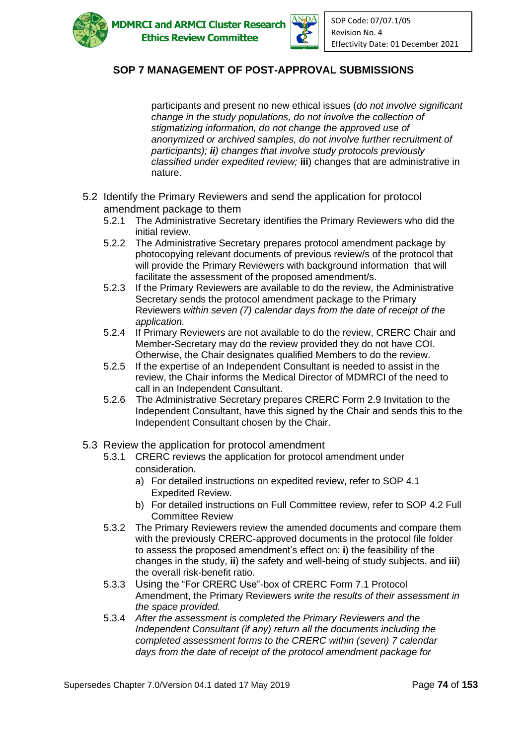participants and present no new ethical issues (*do not involve significant change in the study populations, do not involve the collection of stigmatizing information, do not change the approved use of anonymized or archived samples, do not involve further recruitment of participants); **ii**) changes that involve study protocols previously classified under expedited review;* **iii**) changes that are administrative in nature.

5.2 Identify the Primary Reviewers and send the application for protocol amendment package to them

- 5.2.1 The Administrative Secretary identifies the Primary Reviewers who did the initial review.
- 5.2.2 The Administrative Secretary prepares protocol amendment package by photocopying relevant documents of previous review/s of the protocol that will provide the Primary Reviewers with background information that will facilitate the assessment of the proposed amendment/s.
- 5.2.3 If the Primary Reviewers are available to do the review, the Administrative Secretary sends the protocol amendment package to the Primary Reviewers *within seven (7) calendar days from the date of receipt of the application.*
- 5.2.4 If Primary Reviewers are not available to do the review, CRERC Chair and Member-Secretary may do the review provided they do not have COI. Otherwise, the Chair designates qualified Members to do the review.
- 5.2.5 If the expertise of an Independent Consultant is needed to assist in the review, the Chair informs the Medical Director of MDMRCI of the need to call in an Independent Consultant.
- 5.2.6 The Administrative Secretary prepares CRERC Form 2.9 Invitation to the Independent Consultant, have this signed by the Chair and sends this to the Independent Consultant chosen by the Chair.

5.3 Review the application for protocol amendment

- 5.3.1 CRERC reviews the application for protocol amendment under consideration.
  - a) For detailed instructions on expedited review, refer to SOP 4.1 Expedited Review.
  - b) For detailed instructions on Full Committee review, refer to SOP 4.2 Full Committee Review
- 5.3.2 The Primary Reviewers review the amended documents and compare them with the previously CRERC-approved documents in the protocol file folder to assess the proposed amendment's effect on: **i**) the feasibility of the changes in the study, **ii**) the safety and well-being of study subjects, and **iii**) the overall risk-benefit ratio.
- 5.3.3 Using the "For CRERC Use"-box of CRERC Form 7.1 Protocol Amendment, the Primary Reviewers *write the results of their assessment in the space provided.*
- 5.3.4 *After the assessment is completed the Primary Reviewers and the Independent Consultant (if any) return all the documents including the completed assessment forms to the CRERC within (seven) 7 calendar days from the date of receipt of the protocol amendment package for*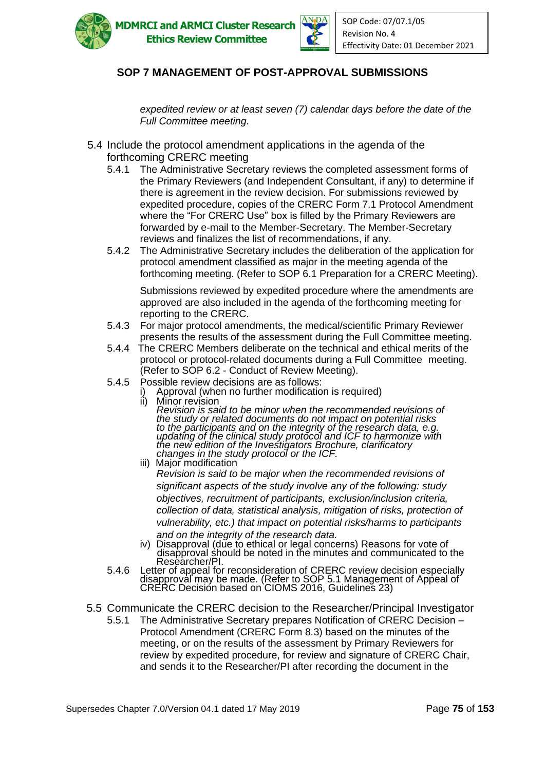*expedited review or at least seven (7) calendar days before the date of the Full Committee meeting*.

5.4 Include the protocol amendment applications in the agenda of the forthcoming CRERC meeting

5.4.1 The Administrative Secretary reviews the completed assessment forms of the Primary Reviewers (and Independent Consultant, if any) to determine if there is agreement in the review decision. For submissions reviewed by expedited procedure, copies of the CRERC Form 7.1 Protocol Amendment where the "For CRERC Use" box is filled by the Primary Reviewers are forwarded by e-mail to the Member-Secretary. The Member-Secretary reviews and finalizes the list of recommendations, if any.

5.4.2 The Administrative Secretary includes the deliberation of the application for protocol amendment classified as major in the meeting agenda of the forthcoming meeting. (Refer to SOP 6.1 Preparation for a CRERC Meeting).

Submissions reviewed by expedited procedure where the amendments are approved are also included in the agenda of the forthcoming meeting for reporting to the CRERC.

5.4.3 For major protocol amendments, the medical/scientific Primary Reviewer presents the results of the assessment during the Full Committee meeting.

5.4.4 The CRERC Members deliberate on the technical and ethical merits of the protocol or protocol-related documents during a Full Committee meeting. (Refer to SOP 6.2 - Conduct of Review Meeting).

5.4.5 Possible review decisions are as follows:

i) Approval (when no further modification is required)

ii) Minor revision
*Revision is said to be minor when the recommended revisions of the study or related documents do not impact on potential risks to the participants and on the integrity of the research data, e.g. updating of the clinical study protocol and ICF to harmonize with the new edition of the Investigators Brochure, clarificatory changes in the study protocol or the ICF.*

iii) Major modification
*Revision is said to be major when the recommended revisions of significant aspects of the study involve any of the following: study objectives, recruitment of participants, exclusion/inclusion criteria, collection of data, statistical analysis, mitigation of risks, protection of vulnerability, etc.) that impact on potential risks/harms to participants and on the integrity of the research data.*

iv) Disapproval (due to ethical or legal concerns) Reasons for vote of disapproval should be noted in the minutes and communicated to the Researcher/PI.

5.4.6 Letter of appeal for reconsideration of CRERC review decision especially disapproval may be made. (Refer to SOP 5.1 Management of Appeal of CRERC Decision based on CIOMS 2016, Guidelines 23)

5.5 Communicate the CRERC decision to the Researcher/Principal Investigator

5.5.1 The Administrative Secretary prepares Notification of CRERC Decision – Protocol Amendment (CRERC Form 8.3) based on the minutes of the meeting, or on the results of the assessment by Primary Reviewers for review by expedited procedure, for review and signature of CRERC Chair, and sends it to the Researcher/PI after recording the document in the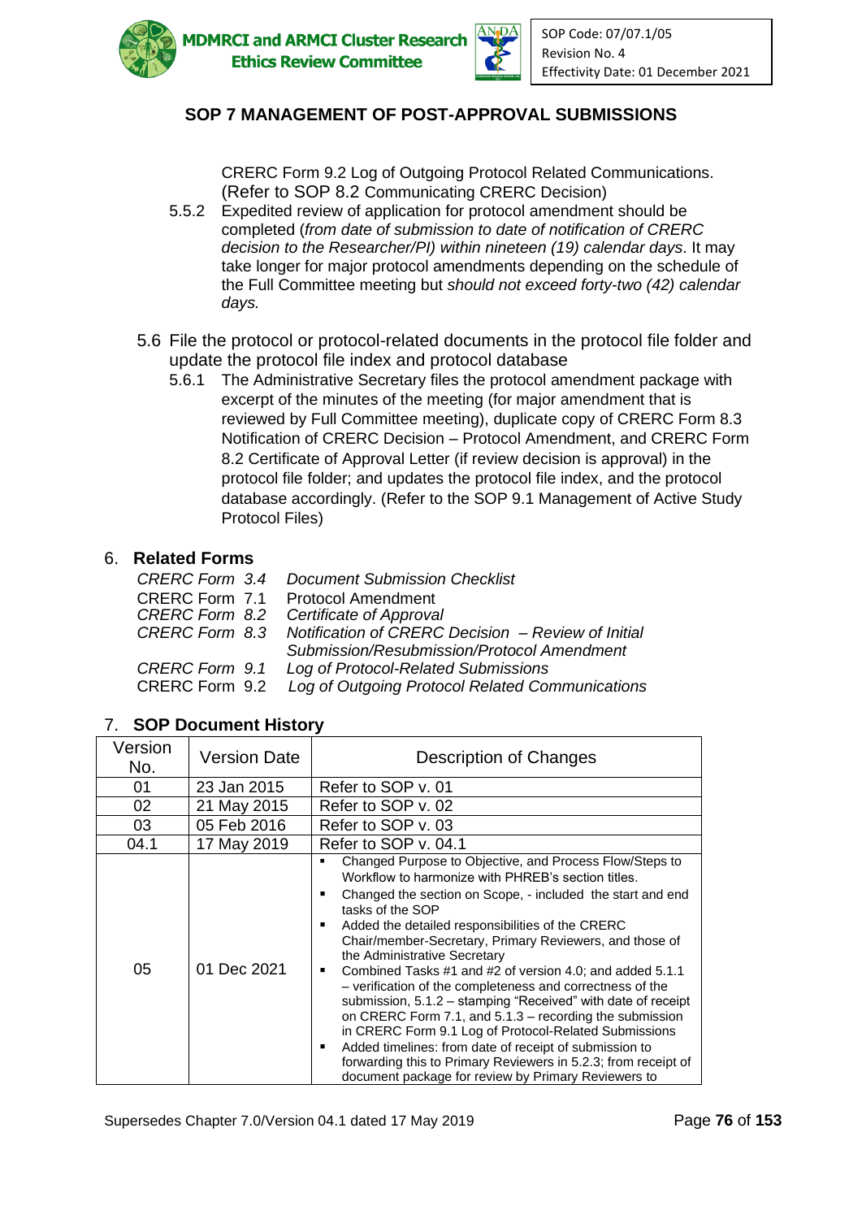## SOP 7 MANAGEMENT OF POST-APPROVAL SUBMISSIONS

CRERC Form 9.2 Log of Outgoing Protocol Related Communications. (Refer to SOP 8.2 Communicating CRERC Decision)

5.5.2 Expedited review of application for protocol amendment should be completed (*from date of submission to date of notification of CRERC decision to the Researcher/PI) within nineteen (19) calendar days*. It may take longer for major protocol amendments depending on the schedule of the Full Committee meeting but *should not exceed forty-two (42) calendar days.*

5.6 File the protocol or protocol-related documents in the protocol file folder and update the protocol file index and protocol database

5.6.1 The Administrative Secretary files the protocol amendment package with excerpt of the minutes of the meeting (for major amendment that is reviewed by Full Committee meeting), duplicate copy of CRERC Form 8.3 Notification of CRERC Decision – Protocol Amendment, and CRERC Form 8.2 Certificate of Approval Letter (if review decision is approval) in the protocol file folder; and updates the protocol file index, and the protocol database accordingly. (Refer to the SOP 9.1 Management of Active Study Protocol Files)

### 6. Related Forms

| | |
|---|---|
| *CRERC Form 3.4* | *Document Submission Checklist* |
| CRERC Form 7.1 | Protocol Amendment |
| *CRERC Form 8.2* | *Certificate of Approval* |
| *CRERC Form 8.3* | *Notification of CRERC Decision – Review of Initial Submission/Resubmission/Protocol Amendment* |
| *CRERC Form 9.1* | *Log of Protocol-Related Submissions* |
| CRERC Form 9.2 | *Log of Outgoing Protocol Related Communications* |

### 7. SOP Document History

| Version No. | Version Date | Description of Changes |
|---|---|---|
| 01 | 23 Jan 2015 | Refer to SOP v. 01 |
| 02 | 21 May 2015 | Refer to SOP v. 02 |
| 03 | 05 Feb 2016 | Refer to SOP v. 03 |
| 04.1 | 17 May 2019 | Refer to SOP v. 04.1 |
| 05 | 01 Dec 2021 | ▪ Changed Purpose to Objective, and Process Flow/Steps to Workflow to harmonize with PHREB's section titles.<br>▪ Changed the section on Scope, - included the start and end tasks of the SOP<br>▪ Added the detailed responsibilities of the CRERC Chair/member-Secretary, Primary Reviewers, and those of the Administrative Secretary<br>▪ Combined Tasks #1 and #2 of version 4.0; and added 5.1.1 – verification of the completeness and correctness of the submission, 5.1.2 – stamping "Received" with date of receipt on CRERC Form 7.1, and 5.1.3 – recording the submission in CRERC Form 9.1 Log of Protocol-Related Submissions<br>▪ Added timelines: from date of receipt of submission to forwarding this to Primary Reviewers in 5.2.3; from receipt of document package for review by Primary Reviewers to |

Supersedes Chapter 7.0/Version 04.1 dated 17 May 2019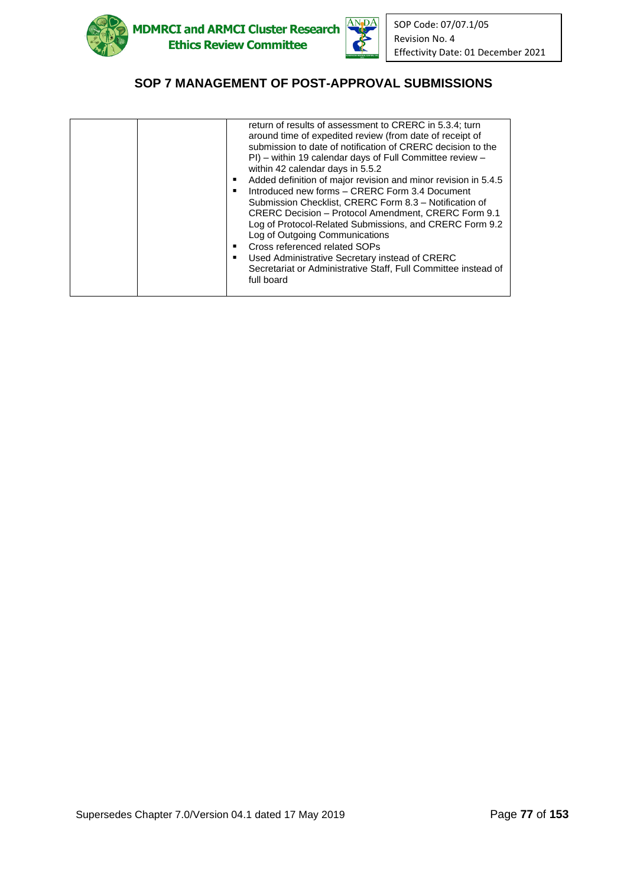# SOP 7 MANAGEMENT OF POST-APPROVAL SUBMISSIONS

| | | |
|---|---|---|
| | | return of results of assessment to CRERC in 5.3.4; turn around time of expedited review (from date of receipt of submission to date of notification of CRERC decision to the PI) – within 19 calendar days of Full Committee review – within 42 calendar days in 5.5.2<br>▪ Added definition of major revision and minor revision in 5.4.5<br>▪ Introduced new forms – CRERC Form 3.4 Document Submission Checklist, CRERC Form 8.3 – Notification of CRERC Decision – Protocol Amendment, CRERC Form 9.1 Log of Protocol-Related Submissions, and CRERC Form 9.2 Log of Outgoing Communications<br>▪ Cross referenced related SOPs<br>▪ Used Administrative Secretary instead of CRERC Secretariat or Administrative Staff, Full Committee instead of full board |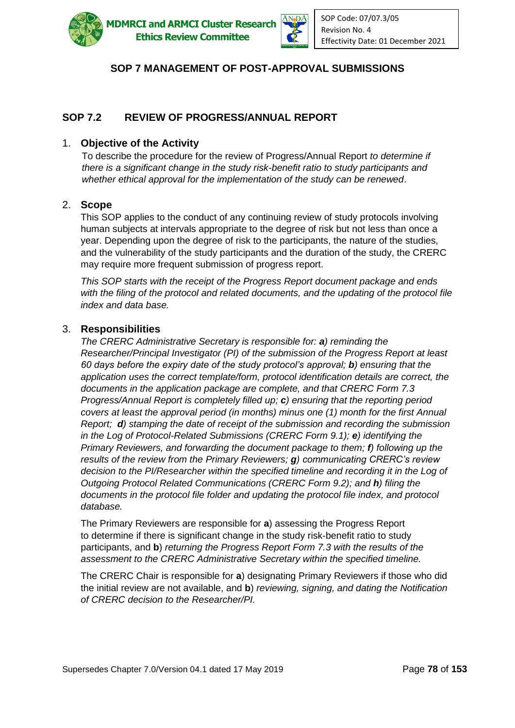## SOP 7 MANAGEMENT OF POST-APPROVAL SUBMISSIONS

### SOP 7.2 REVIEW OF PROGRESS/ANNUAL REPORT

1. **Objective of the Activity**

   To describe the procedure for the review of Progress/Annual Report *to determine if there is a significant change in the study risk-benefit ratio to study participants and whether ethical approval for the implementation of the study can be renewed*.

2. **Scope**

   This SOP applies to the conduct of any continuing review of study protocols involving human subjects at intervals appropriate to the degree of risk but not less than once a year. Depending upon the degree of risk to the participants, the nature of the studies, and the vulnerability of the study participants and the duration of the study, the CRERC may require more frequent submission of progress report.

   *This SOP starts with the receipt of the Progress Report document package and ends with the filing of the protocol and related documents, and the updating of the protocol file index and data base.*

3. **Responsibilities**

   *The CRERC Administrative Secretary is responsible for: **a**) reminding the Researcher/Principal Investigator (PI) of the submission of the Progress Report at least 60 days before the expiry date of the study protocol's approval; **b**) ensuring that the application uses the correct template/form, protocol identification details are correct, the documents in the application package are complete, and that CRERC Form 7.3 Progress/Annual Report is completely filled up; **c**) ensuring that the reporting period covers at least the approval period (in months) minus one (1) month for the first Annual Report; **d**) stamping the date of receipt of the submission and recording the submission in the Log of Protocol-Related Submissions (CRERC Form 9.1); **e**) identifying the Primary Reviewers, and forwarding the document package to them; **f**) following up the results of the review from the Primary Reviewers; **g**) communicating CRERC's review decision to the PI/Researcher within the specified timeline and recording it in the Log of Outgoing Protocol Related Communications (CRERC Form 9.2); and **h**) filing the documents in the protocol file folder and updating the protocol file index, and protocol database.*

   The Primary Reviewers are responsible for **a**) assessing the Progress Report to determine if there is significant change in the study risk-benefit ratio to study participants, and **b**) *returning the Progress Report Form 7.3 with the results of the assessment to the CRERC Administrative Secretary within the specified timeline.*

   The CRERC Chair is responsible for **a**) designating Primary Reviewers if those who did the initial review are not available, and **b**) *reviewing, signing, and dating the Notification of CRERC decision to the Researcher/PI.*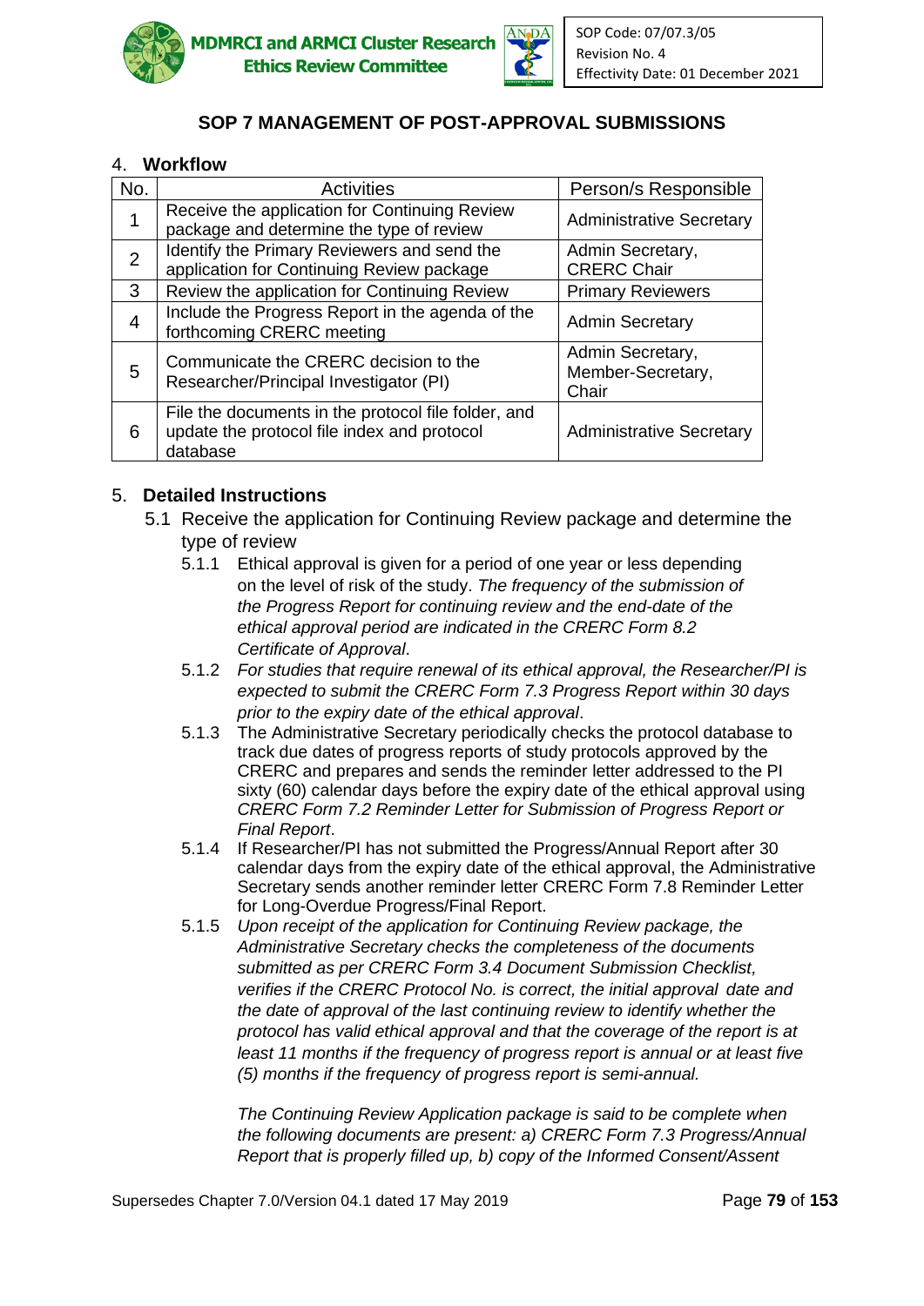## SOP 7 MANAGEMENT OF POST-APPROVAL SUBMISSIONS

### 4. Workflow

| No. | Activities | Person/s Responsible |
|---|---|---|
| 1 | Receive the application for Continuing Review package and determine the type of review | Administrative Secretary |
| 2 | Identify the Primary Reviewers and send the application for Continuing Review package | Admin Secretary, CRERC Chair |
| 3 | Review the application for Continuing Review | Primary Reviewers |
| 4 | Include the Progress Report in the agenda of the forthcoming CRERC meeting | Admin Secretary |
| 5 | Communicate the CRERC decision to the Researcher/Principal Investigator (PI) | Admin Secretary, Member-Secretary, Chair |
| 6 | File the documents in the protocol file folder, and update the protocol file index and protocol database | Administrative Secretary |

### 5. Detailed Instructions

5.1 Receive the application for Continuing Review package and determine the type of review

5.1.1 Ethical approval is given for a period of one year or less depending on the level of risk of the study. *The frequency of the submission of the Progress Report for continuing review and the end-date of the ethical approval period are indicated in the CRERC Form 8.2 Certificate of Approval*.

5.1.2 *For studies that require renewal of its ethical approval, the Researcher/PI is expected to submit the CRERC Form 7.3 Progress Report within 30 days prior to the expiry date of the ethical approval*.

5.1.3 The Administrative Secretary periodically checks the protocol database to track due dates of progress reports of study protocols approved by the CRERC and prepares and sends the reminder letter addressed to the PI sixty (60) calendar days before the expiry date of the ethical approval using *CRERC Form 7.2 Reminder Letter for Submission of Progress Report or Final Report*.

5.1.4 If Researcher/PI has not submitted the Progress/Annual Report after 30 calendar days from the expiry date of the ethical approval, the Administrative Secretary sends another reminder letter CRERC Form 7.8 Reminder Letter for Long-Overdue Progress/Final Report.

5.1.5 *Upon receipt of the application for Continuing Review package, the Administrative Secretary checks the completeness of the documents submitted as per CRERC Form 3.4 Document Submission Checklist, verifies if the CRERC Protocol No. is correct, the initial approval date and the date of approval of the last continuing review to identify whether the protocol has valid ethical approval and that the coverage of the report is at least 11 months if the frequency of progress report is annual or at least five (5) months if the frequency of progress report is semi-annual.*

*The Continuing Review Application package is said to be complete when the following documents are present: a) CRERC Form 7.3 Progress/Annual Report that is properly filled up, b) copy of the Informed Consent/Assent*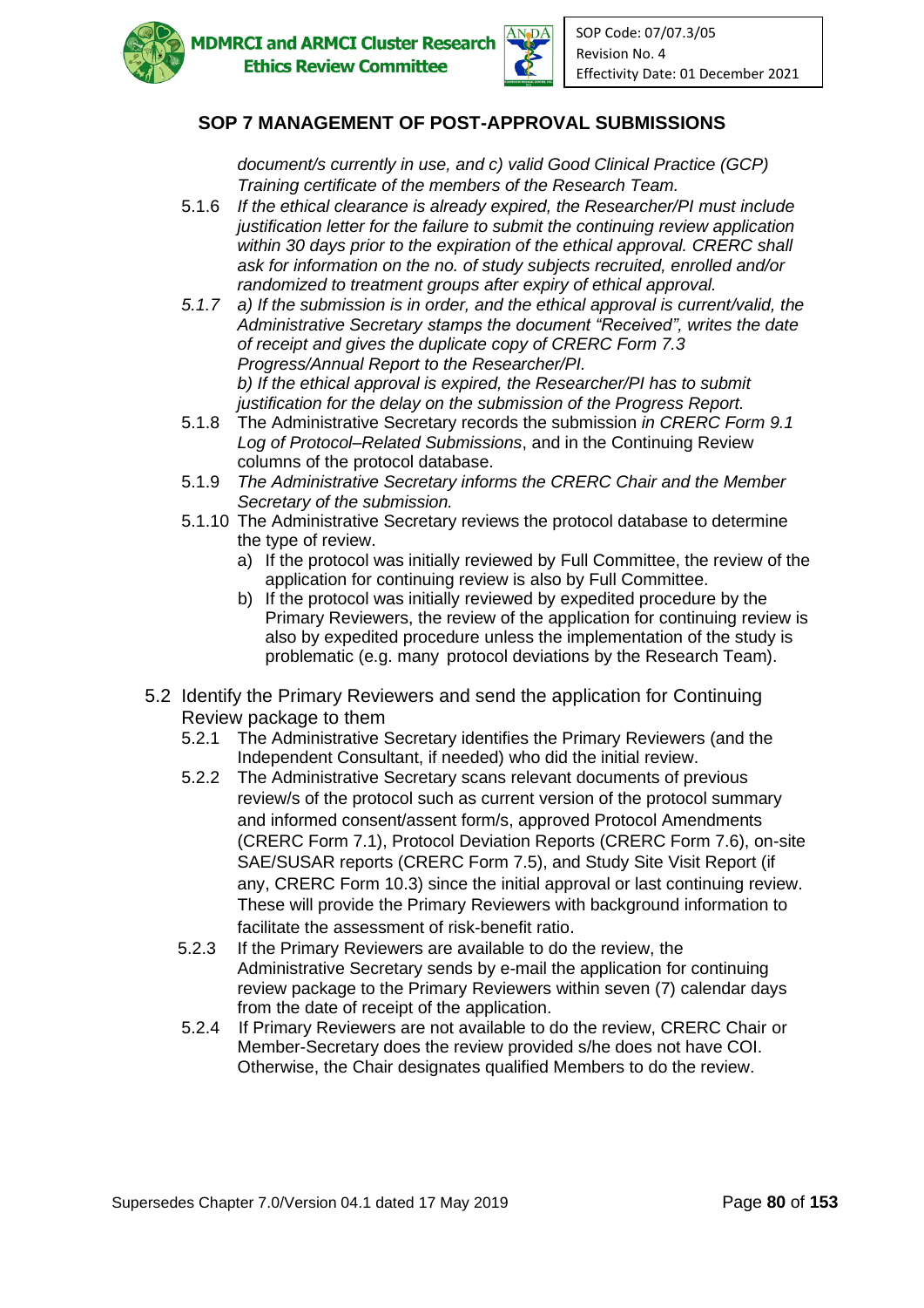*document/s currently in use, and c) valid Good Clinical Practice (GCP) Training certificate of the members of the Research Team.*

5.1.6 *If the ethical clearance is already expired, the Researcher/PI must include justification letter for the failure to submit the continuing review application within 30 days prior to the expiration of the ethical approval. CRERC shall ask for information on the no. of study subjects recruited, enrolled and/or randomized to treatment groups after expiry of ethical approval.*

*5.1.7 a) If the submission is in order, and the ethical approval is current/valid, the Administrative Secretary stamps the document "Received", writes the date of receipt and gives the duplicate copy of CRERC Form 7.3 Progress/Annual Report to the Researcher/PI.*
*b) If the ethical approval is expired, the Researcher/PI has to submit justification for the delay on the submission of the Progress Report.*

5.1.8 The Administrative Secretary records the submission *in CRERC Form 9.1 Log of Protocol–Related Submissions*, and in the Continuing Review columns of the protocol database.

5.1.9 *The Administrative Secretary informs the CRERC Chair and the Member Secretary of the submission.*

5.1.10 The Administrative Secretary reviews the protocol database to determine the type of review.

a) If the protocol was initially reviewed by Full Committee, the review of the application for continuing review is also by Full Committee.
b) If the protocol was initially reviewed by expedited procedure by the Primary Reviewers, the review of the application for continuing review is also by expedited procedure unless the implementation of the study is problematic (e.g. many protocol deviations by the Research Team).

5.2 Identify the Primary Reviewers and send the application for Continuing Review package to them

5.2.1 The Administrative Secretary identifies the Primary Reviewers (and the Independent Consultant, if needed) who did the initial review.

5.2.2 The Administrative Secretary scans relevant documents of previous review/s of the protocol such as current version of the protocol summary and informed consent/assent form/s, approved Protocol Amendments (CRERC Form 7.1), Protocol Deviation Reports (CRERC Form 7.6), on-site SAE/SUSAR reports (CRERC Form 7.5), and Study Site Visit Report (if any, CRERC Form 10.3) since the initial approval or last continuing review. These will provide the Primary Reviewers with background information to facilitate the assessment of risk-benefit ratio.

5.2.3 If the Primary Reviewers are available to do the review, the Administrative Secretary sends by e-mail the application for continuing review package to the Primary Reviewers within seven (7) calendar days from the date of receipt of the application.

5.2.4 If Primary Reviewers are not available to do the review, CRERC Chair or Member-Secretary does the review provided s/he does not have COI. Otherwise, the Chair designates qualified Members to do the review.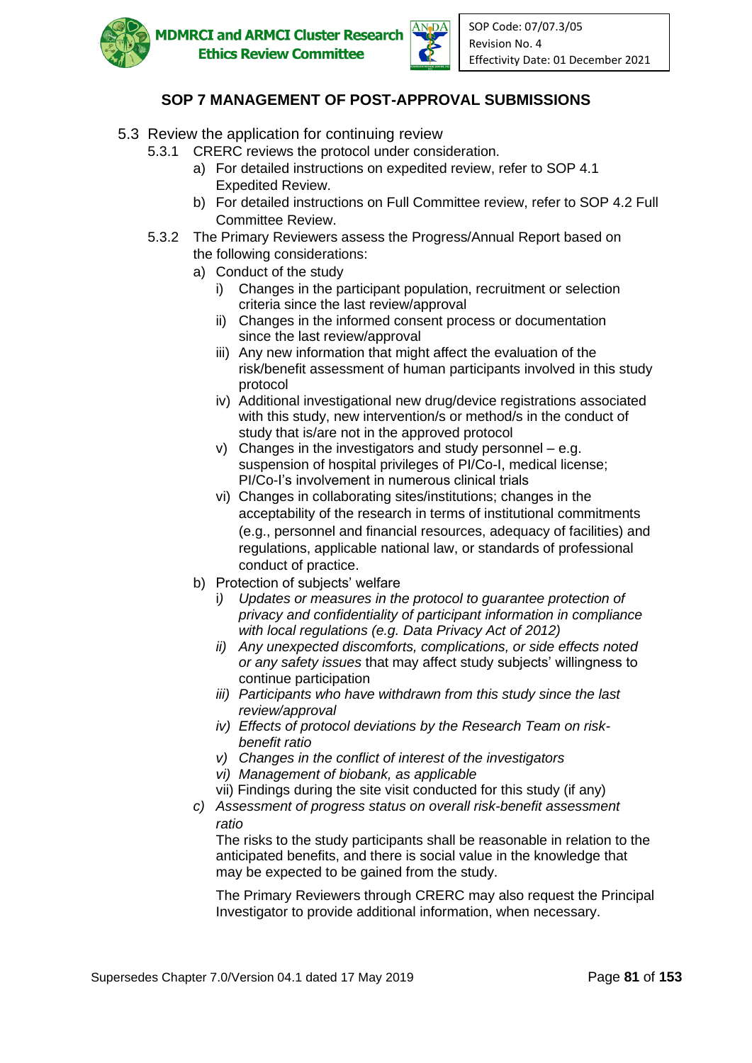## SOP 7 MANAGEMENT OF POST-APPROVAL SUBMISSIONS

5.3 Review the application for continuing review

- 5.3.1 CRERC reviews the protocol under consideration.
  - a) For detailed instructions on expedited review, refer to SOP 4.1 Expedited Review.
  - b) For detailed instructions on Full Committee review, refer to SOP 4.2 Full Committee Review.
- 5.3.2 The Primary Reviewers assess the Progress/Annual Report based on the following considerations:
  - a) Conduct of the study
    - i) Changes in the participant population, recruitment or selection criteria since the last review/approval
    - ii) Changes in the informed consent process or documentation since the last review/approval
    - iii) Any new information that might affect the evaluation of the risk/benefit assessment of human participants involved in this study protocol
    - iv) Additional investigational new drug/device registrations associated with this study, new intervention/s or method/s in the conduct of study that is/are not in the approved protocol
    - v) Changes in the investigators and study personnel – e.g. suspension of hospital privileges of PI/Co-I, medical license; PI/Co-I's involvement in numerous clinical trials
    - vi) Changes in collaborating sites/institutions; changes in the acceptability of the research in terms of institutional commitments (e.g., personnel and financial resources, adequacy of facilities) and regulations, applicable national law, or standards of professional conduct of practice.
  - b) Protection of subjects' welfare
    - *i) Updates or measures in the protocol to guarantee protection of privacy and confidentiality of participant information in compliance with local regulations (e.g. Data Privacy Act of 2012)*
    - *ii) Any unexpected discomforts, complications, or side effects noted or any safety issues* that may affect study subjects' willingness to continue participation
    - *iii) Participants who have withdrawn from this study since the last review/approval*
    - *iv) Effects of protocol deviations by the Research Team on risk-benefit ratio*
    - *v) Changes in the conflict of interest of the investigators*
    - *vi) Management of biobank, as applicable*
    - vii) Findings during the site visit conducted for this study (if any)
  - *c) Assessment of progress status on overall risk-benefit assessment ratio*

    The risks to the study participants shall be reasonable in relation to the anticipated benefits, and there is social value in the knowledge that may be expected to be gained from the study.

    The Primary Reviewers through CRERC may also request the Principal Investigator to provide additional information, when necessary.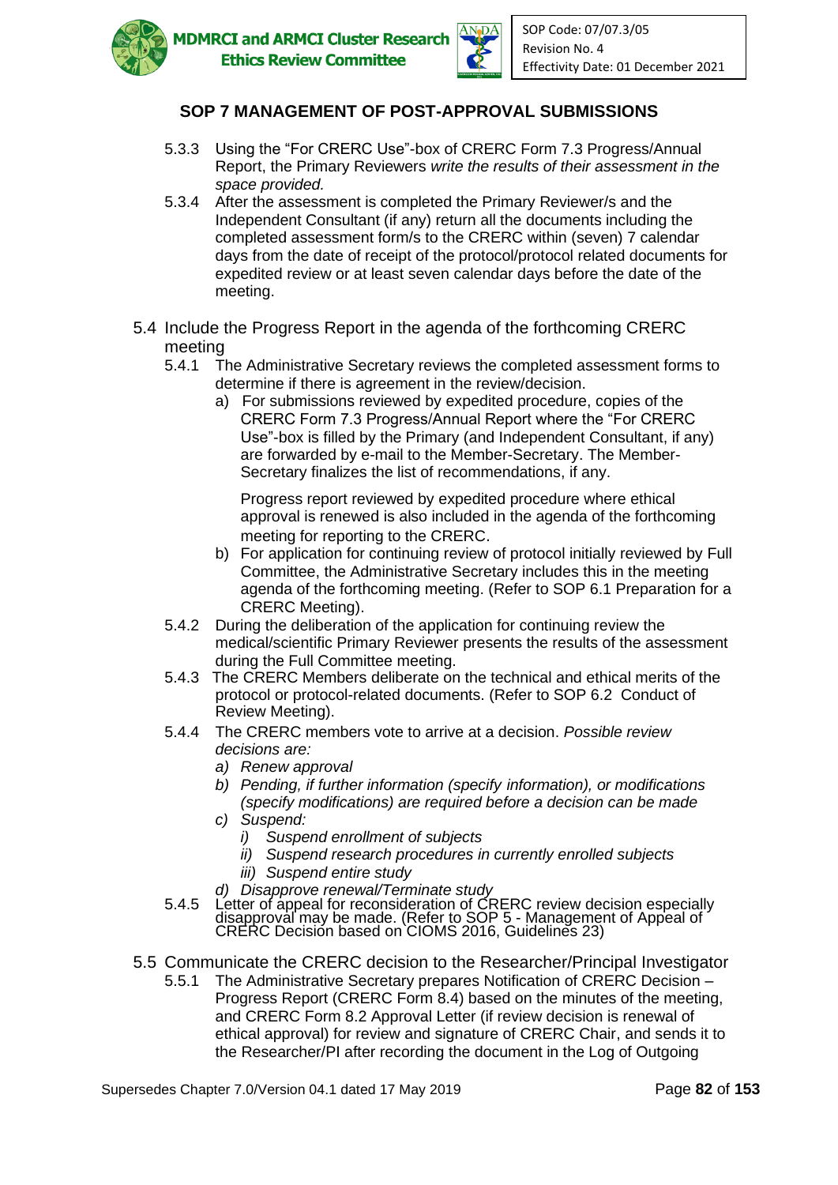## SOP 7 MANAGEMENT OF POST-APPROVAL SUBMISSIONS

5.3.3 Using the "For CRERC Use"-box of CRERC Form 7.3 Progress/Annual Report, the Primary Reviewers *write the results of their assessment in the space provided.*

5.3.4 After the assessment is completed the Primary Reviewer/s and the Independent Consultant (if any) return all the documents including the completed assessment form/s to the CRERC within (seven) 7 calendar days from the date of receipt of the protocol/protocol related documents for expedited review or at least seven calendar days before the date of the meeting.

### 5.4 Include the Progress Report in the agenda of the forthcoming CRERC meeting

5.4.1 The Administrative Secretary reviews the completed assessment forms to determine if there is agreement in the review/decision.

a) For submissions reviewed by expedited procedure, copies of the CRERC Form 7.3 Progress/Annual Report where the "For CRERC Use"-box is filled by the Primary (and Independent Consultant, if any) are forwarded by e-mail to the Member-Secretary. The Member-Secretary finalizes the list of recommendations, if any.

Progress report reviewed by expedited procedure where ethical approval is renewed is also included in the agenda of the forthcoming meeting for reporting to the CRERC.

b) For application for continuing review of protocol initially reviewed by Full Committee, the Administrative Secretary includes this in the meeting agenda of the forthcoming meeting. (Refer to SOP 6.1 Preparation for a CRERC Meeting).

5.4.2 During the deliberation of the application for continuing review the medical/scientific Primary Reviewer presents the results of the assessment during the Full Committee meeting.

5.4.3 The CRERC Members deliberate on the technical and ethical merits of the protocol or protocol-related documents. (Refer to SOP 6.2 Conduct of Review Meeting).

5.4.4 The CRERC members vote to arrive at a decision. *Possible review decisions are:*

*a) Renew approval*

*b) Pending, if further information (specify information), or modifications (specify modifications) are required before a decision can be made*

*c) Suspend:*

*i) Suspend enrollment of subjects*

*ii) Suspend research procedures in currently enrolled subjects*

*iii) Suspend entire study*

*d) Disapprove renewal/Terminate study*

5.4.5 Letter of appeal for reconsideration of CRERC review decision especially disapproval may be made. (Refer to SOP 5 - Management of Appeal of CRERC Decision based on CIOMS 2016, Guidelines 23)

### 5.5 Communicate the CRERC decision to the Researcher/Principal Investigator

5.5.1 The Administrative Secretary prepares Notification of CRERC Decision – Progress Report (CRERC Form 8.4) based on the minutes of the meeting, and CRERC Form 8.2 Approval Letter (if review decision is renewal of ethical approval) for review and signature of CRERC Chair, and sends it to the Researcher/PI after recording the document in the Log of Outgoing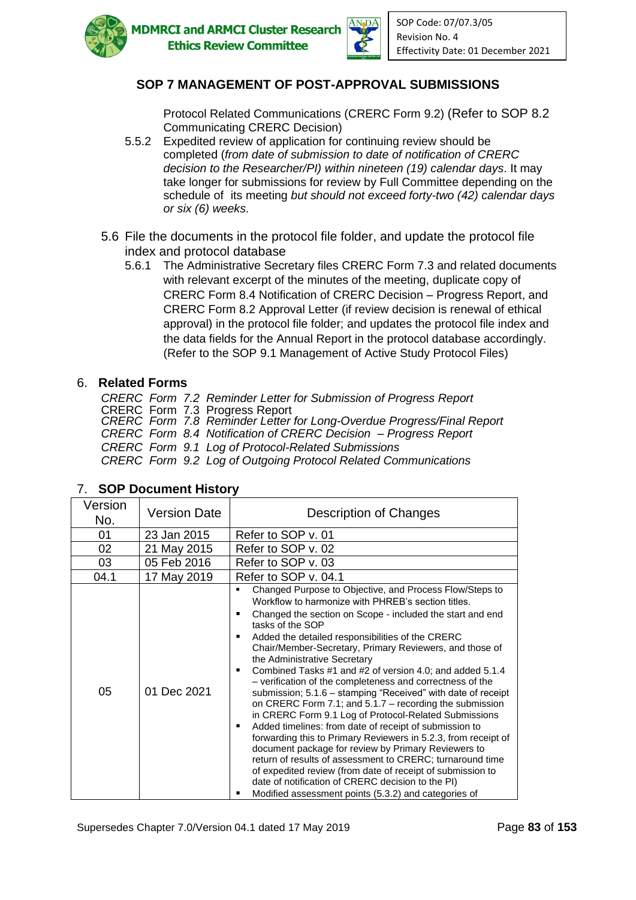## SOP 7 MANAGEMENT OF POST-APPROVAL SUBMISSIONS

Protocol Related Communications (CRERC Form 9.2) (Refer to SOP 8.2 Communicating CRERC Decision)

5.5.2 Expedited review of application for continuing review should be completed (*from date of submission to date of notification of CRERC decision to the Researcher/PI) within nineteen (19) calendar days*. It may take longer for submissions for review by Full Committee depending on the schedule of its meeting *but should not exceed forty-two (42) calendar days or six (6) weeks*.

5.6 File the documents in the protocol file folder, and update the protocol file index and protocol database

5.6.1 The Administrative Secretary files CRERC Form 7.3 and related documents with relevant excerpt of the minutes of the meeting, duplicate copy of CRERC Form 8.4 Notification of CRERC Decision – Progress Report, and CRERC Form 8.2 Approval Letter (if review decision is renewal of ethical approval) in the protocol file folder; and updates the protocol file index and the data fields for the Annual Report in the protocol database accordingly. (Refer to the SOP 9.1 Management of Active Study Protocol Files)

## 6. Related Forms

*CRERC Form 7.2 Reminder Letter for Submission of Progress Report*
CRERC Form 7.3 Progress Report
*CRERC Form 7.8 Reminder Letter for Long-Overdue Progress/Final Report*
*CRERC Form 8.4 Notification of CRERC Decision – Progress Report*
*CRERC Form 9.1 Log of Protocol-Related Submissions*
*CRERC Form 9.2 Log of Outgoing Protocol Related Communications*

## 7. SOP Document History

| Version No. | Version Date | Description of Changes |
|---|---|---|
| 01 | 23 Jan 2015 | Refer to SOP v. 01 |
| 02 | 21 May 2015 | Refer to SOP v. 02 |
| 03 | 05 Feb 2016 | Refer to SOP v. 03 |
| 04.1 | 17 May 2019 | Refer to SOP v. 04.1 |
| 05 | 01 Dec 2021 | ▪ Changed Purpose to Objective, and Process Flow/Steps to Workflow to harmonize with PHREB's section titles. ▪ Changed the section on Scope - included the start and end tasks of the SOP ▪ Added the detailed responsibilities of the CRERC Chair/Member-Secretary, Primary Reviewers, and those of the Administrative Secretary ▪ Combined Tasks #1 and #2 of version 4.0; and added 5.1.4 – verification of the completeness and correctness of the submission; 5.1.6 – stamping "Received" with date of receipt on CRERC Form 7.1; and 5.1.7 – recording the submission in CRERC Form 9.1 Log of Protocol-Related Submissions ▪ Added timelines: from date of receipt of submission to forwarding this to Primary Reviewers in 5.2.3, from receipt of document package for review by Primary Reviewers to return of results of assessment to CRERC; turnaround time of expedited review (from date of receipt of submission to date of notification of CRERC decision to the PI) ▪ Modified assessment points (5.3.2) and categories of |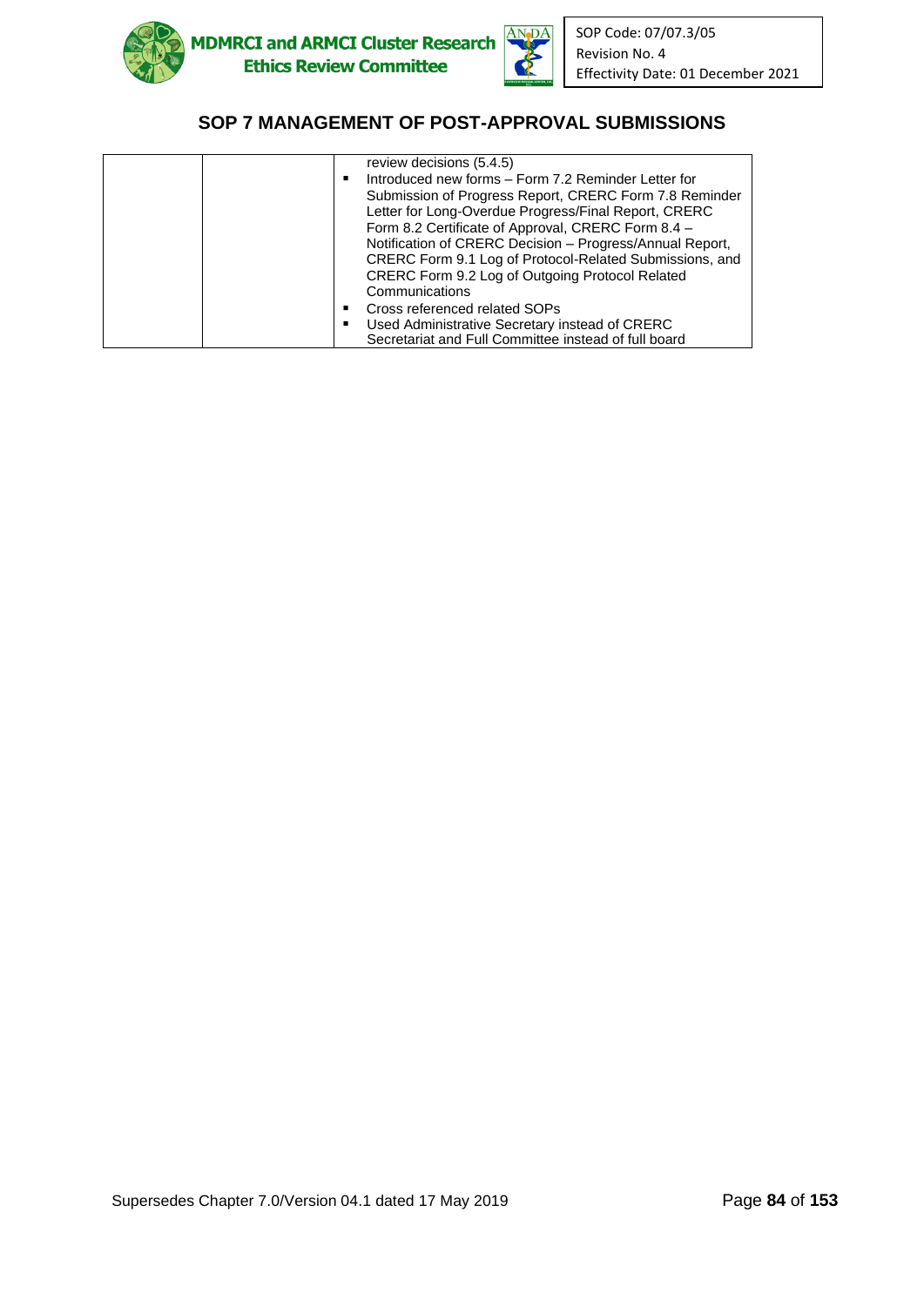## SOP 7 MANAGEMENT OF POST-APPROVAL SUBMISSIONS

| | | |
|---|---|---|
| | | review decisions (5.4.5)<br>▪ Introduced new forms – Form 7.2 Reminder Letter for Submission of Progress Report, CRERC Form 7.8 Reminder Letter for Long-Overdue Progress/Final Report, CRERC Form 8.2 Certificate of Approval, CRERC Form 8.4 – Notification of CRERC Decision – Progress/Annual Report, CRERC Form 9.1 Log of Protocol-Related Submissions, and CRERC Form 9.2 Log of Outgoing Protocol Related Communications<br>▪ Cross referenced related SOPs<br>▪ Used Administrative Secretary instead of CRERC Secretariat and Full Committee instead of full board |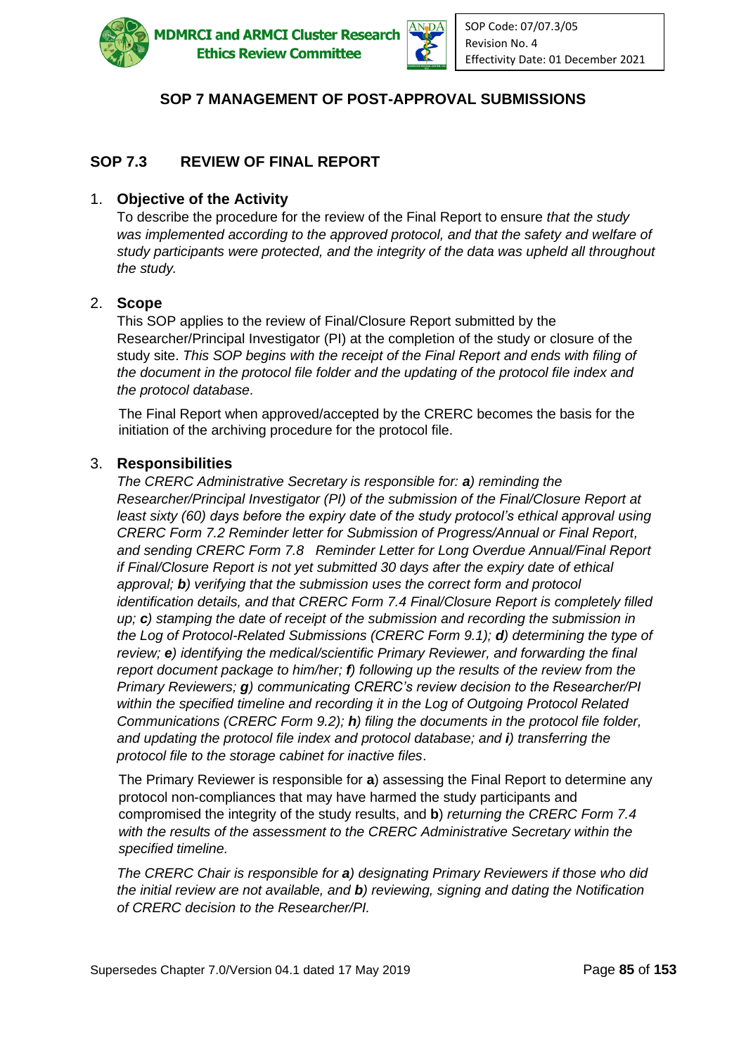## SOP 7 MANAGEMENT OF POST-APPROVAL SUBMISSIONS

### SOP 7.3 REVIEW OF FINAL REPORT

1. **Objective of the Activity**

   To describe the procedure for the review of the Final Report to ensure *that the study was implemented according to the approved protocol, and that the safety and welfare of study participants were protected, and the integrity of the data was upheld all throughout the study.*

2. **Scope**

   This SOP applies to the review of Final/Closure Report submitted by the Researcher/Principal Investigator (PI) at the completion of the study or closure of the study site. *This SOP begins with the receipt of the Final Report and ends with filing of the document in the protocol file folder and the updating of the protocol file index and the protocol database*.

   The Final Report when approved/accepted by the CRERC becomes the basis for the initiation of the archiving procedure for the protocol file.

3. **Responsibilities**

   *The CRERC Administrative Secretary is responsible for: **a**) reminding the Researcher/Principal Investigator (PI) of the submission of the Final/Closure Report at least sixty (60) days before the expiry date of the study protocol's ethical approval using CRERC Form 7.2 Reminder letter for Submission of Progress/Annual or Final Report, and sending CRERC Form 7.8 Reminder Letter for Long Overdue Annual/Final Report if Final/Closure Report is not yet submitted 30 days after the expiry date of ethical approval; **b**) verifying that the submission uses the correct form and protocol identification details, and that CRERC Form 7.4 Final/Closure Report is completely filled up; **c**) stamping the date of receipt of the submission and recording the submission in the Log of Protocol-Related Submissions (CRERC Form 9.1); **d**) determining the type of review; **e**) identifying the medical/scientific Primary Reviewer, and forwarding the final report document package to him/her; **f**) following up the results of the review from the Primary Reviewers; **g**) communicating CRERC's review decision to the Researcher/PI within the specified timeline and recording it in the Log of Outgoing Protocol Related Communications (CRERC Form 9.2); **h**) filing the documents in the protocol file folder, and updating the protocol file index and protocol database; and **i**) transferring the protocol file to the storage cabinet for inactive files*.

   The Primary Reviewer is responsible for **a**) assessing the Final Report to determine any protocol non-compliances that may have harmed the study participants and compromised the integrity of the study results, and **b**) *returning the CRERC Form 7.4 with the results of the assessment to the CRERC Administrative Secretary within the specified timeline.*

   *The CRERC Chair is responsible for **a**) designating Primary Reviewers if those who did the initial review are not available, and **b**) reviewing, signing and dating the Notification of CRERC decision to the Researcher/PI.*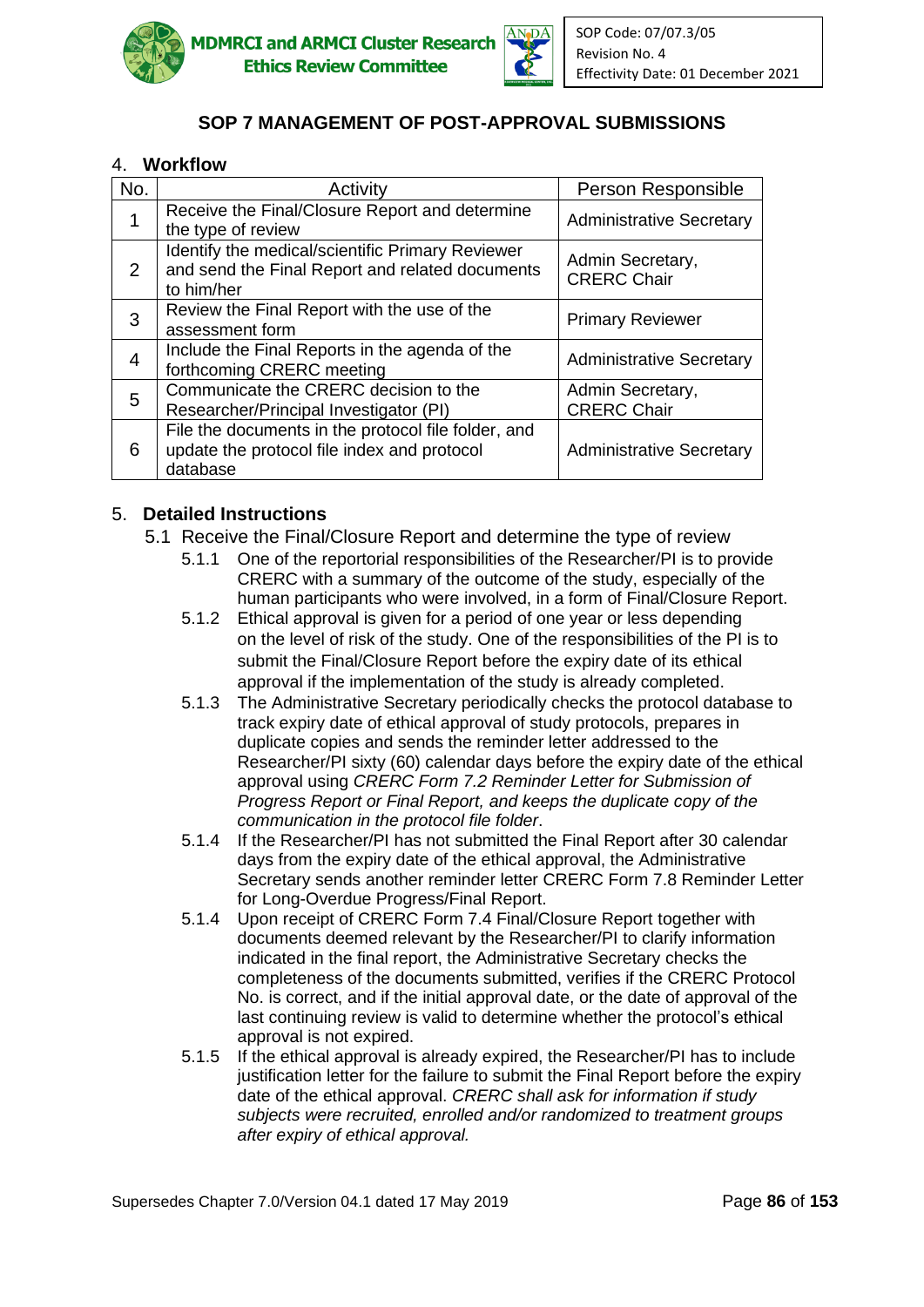## SOP 7 MANAGEMENT OF POST-APPROVAL SUBMISSIONS

### 4. Workflow

| No. | Activity | Person Responsible |
|---|---|---|
| 1 | Receive the Final/Closure Report and determine the type of review | Administrative Secretary |
| 2 | Identify the medical/scientific Primary Reviewer and send the Final Report and related documents to him/her | Admin Secretary, CRERC Chair |
| 3 | Review the Final Report with the use of the assessment form | Primary Reviewer |
| 4 | Include the Final Reports in the agenda of the forthcoming CRERC meeting | Administrative Secretary |
| 5 | Communicate the CRERC decision to the Researcher/Principal Investigator (PI) | Admin Secretary, CRERC Chair |
| 6 | File the documents in the protocol file folder, and update the protocol file index and protocol database | Administrative Secretary |

### 5. Detailed Instructions

5.1 Receive the Final/Closure Report and determine the type of review

5.1.1 One of the reportorial responsibilities of the Researcher/PI is to provide CRERC with a summary of the outcome of the study, especially of the human participants who were involved, in a form of Final/Closure Report.

5.1.2 Ethical approval is given for a period of one year or less depending on the level of risk of the study. One of the responsibilities of the PI is to submit the Final/Closure Report before the expiry date of its ethical approval if the implementation of the study is already completed.

5.1.3 The Administrative Secretary periodically checks the protocol database to track expiry date of ethical approval of study protocols, prepares in duplicate copies and sends the reminder letter addressed to the Researcher/PI sixty (60) calendar days before the expiry date of the ethical approval using *CRERC Form 7.2 Reminder Letter for Submission of Progress Report or Final Report, and keeps the duplicate copy of the communication in the protocol file folder*.

5.1.4 If the Researcher/PI has not submitted the Final Report after 30 calendar days from the expiry date of the ethical approval, the Administrative Secretary sends another reminder letter CRERC Form 7.8 Reminder Letter for Long-Overdue Progress/Final Report.

5.1.4 Upon receipt of CRERC Form 7.4 Final/Closure Report together with documents deemed relevant by the Researcher/PI to clarify information indicated in the final report, the Administrative Secretary checks the completeness of the documents submitted, verifies if the CRERC Protocol No. is correct, and if the initial approval date, or the date of approval of the last continuing review is valid to determine whether the protocol's ethical approval is not expired.

5.1.5 If the ethical approval is already expired, the Researcher/PI has to include justification letter for the failure to submit the Final Report before the expiry date of the ethical approval. *CRERC shall ask for information if study subjects were recruited, enrolled and/or randomized to treatment groups after expiry of ethical approval.*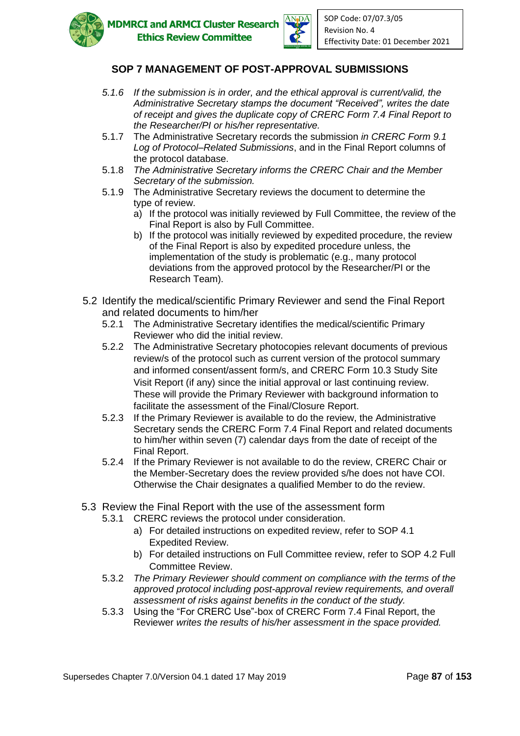## SOP 7 MANAGEMENT OF POST-APPROVAL SUBMISSIONS

- *5.1.6 If the submission is in order, and the ethical approval is current/valid, the Administrative Secretary stamps the document "Received", writes the date of receipt and gives the duplicate copy of CRERC Form 7.4 Final Report to the Researcher/PI or his/her representative.*
- 5.1.7 The Administrative Secretary records the submission *in CRERC Form 9.1 Log of Protocol–Related Submissions*, and in the Final Report columns of the protocol database.
- 5.1.8 *The Administrative Secretary informs the CRERC Chair and the Member Secretary of the submission.*
- 5.1.9 The Administrative Secretary reviews the document to determine the type of review.
  - a) If the protocol was initially reviewed by Full Committee, the review of the Final Report is also by Full Committee.
  - b) If the protocol was initially reviewed by expedited procedure, the review of the Final Report is also by expedited procedure unless, the implementation of the study is problematic (e.g., many protocol deviations from the approved protocol by the Researcher/PI or the Research Team).

### 5.2 Identify the medical/scientific Primary Reviewer and send the Final Report and related documents to him/her

- 5.2.1 The Administrative Secretary identifies the medical/scientific Primary Reviewer who did the initial review.
- 5.2.2 The Administrative Secretary photocopies relevant documents of previous review/s of the protocol such as current version of the protocol summary and informed consent/assent form/s, and CRERC Form 10.3 Study Site Visit Report (if any) since the initial approval or last continuing review. These will provide the Primary Reviewer with background information to facilitate the assessment of the Final/Closure Report.
- 5.2.3 If the Primary Reviewer is available to do the review, the Administrative Secretary sends the CRERC Form 7.4 Final Report and related documents to him/her within seven (7) calendar days from the date of receipt of the Final Report.
- 5.2.4 If the Primary Reviewer is not available to do the review, CRERC Chair or the Member-Secretary does the review provided s/he does not have COI. Otherwise the Chair designates a qualified Member to do the review.

### 5.3 Review the Final Report with the use of the assessment form

- 5.3.1 CRERC reviews the protocol under consideration.
  - a) For detailed instructions on expedited review, refer to SOP 4.1 Expedited Review.
  - b) For detailed instructions on Full Committee review, refer to SOP 4.2 Full Committee Review.
- 5.3.2 *The Primary Reviewer should comment on compliance with the terms of the approved protocol including post-approval review requirements, and overall assessment of risks against benefits in the conduct of the study.*
- 5.3.3 Using the "For CRERC Use"-box of CRERC Form 7.4 Final Report, the Reviewer *writes the results of his/her assessment in the space provided.*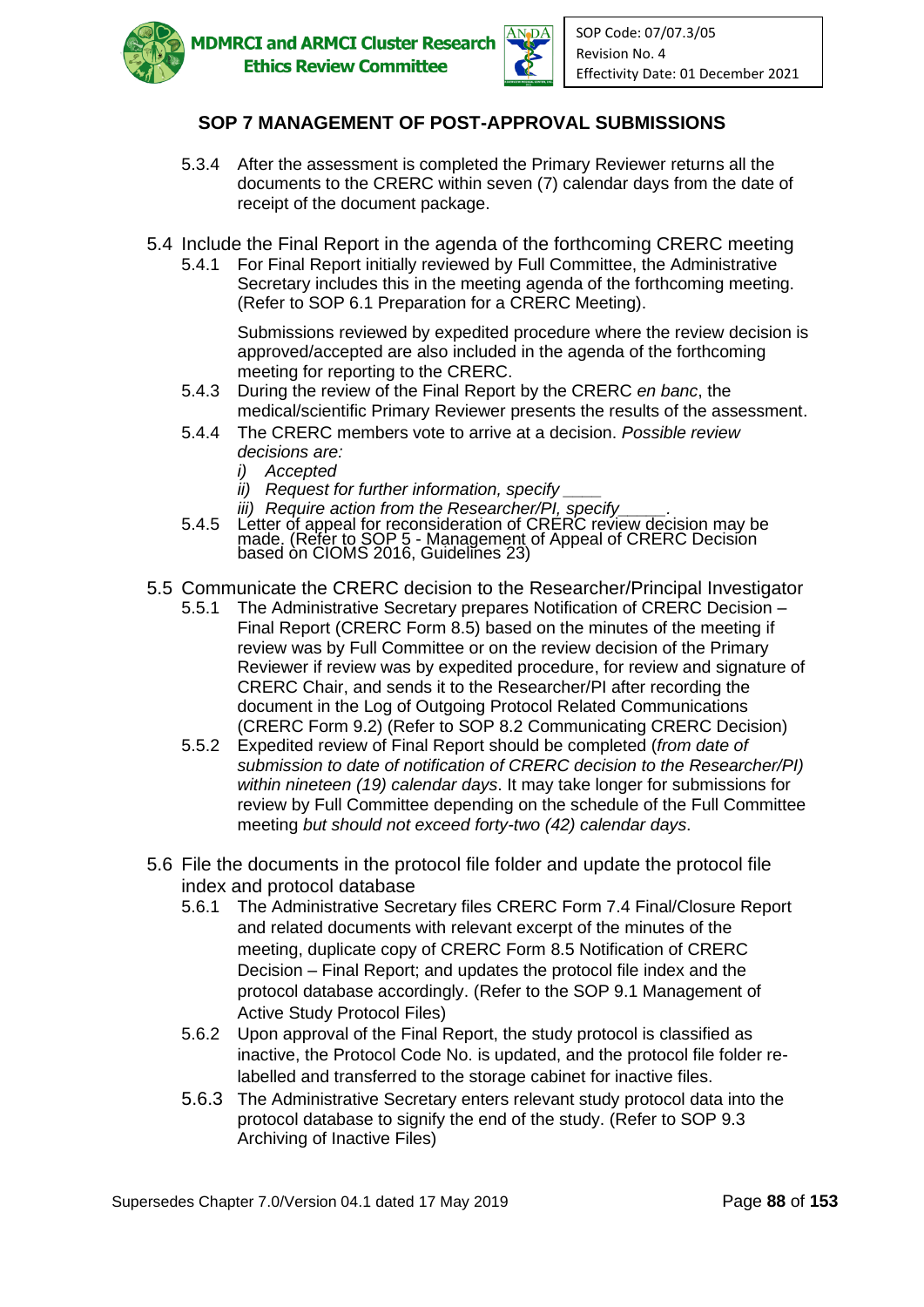## SOP 7 MANAGEMENT OF POST-APPROVAL SUBMISSIONS

5.3.4 After the assessment is completed the Primary Reviewer returns all the documents to the CRERC within seven (7) calendar days from the date of receipt of the document package.

5.4 Include the Final Report in the agenda of the forthcoming CRERC meeting

5.4.1 For Final Report initially reviewed by Full Committee, the Administrative Secretary includes this in the meeting agenda of the forthcoming meeting. (Refer to SOP 6.1 Preparation for a CRERC Meeting).

Submissions reviewed by expedited procedure where the review decision is approved/accepted are also included in the agenda of the forthcoming meeting for reporting to the CRERC.

5.4.3 During the review of the Final Report by the CRERC *en banc*, the medical/scientific Primary Reviewer presents the results of the assessment.

5.4.4 The CRERC members vote to arrive at a decision. *Possible review decisions are:*

*i) Accepted*

*ii) Request for further information, specify ____*

*iii) Require action from the Researcher/PI, specify_____.*

5.4.5 Letter of appeal for reconsideration of CRERC review decision may be made. (Refer to SOP 5 - Management of Appeal of CRERC Decision based on CIOMS 2016, Guidelines 23)

5.5 Communicate the CRERC decision to the Researcher/Principal Investigator

5.5.1 The Administrative Secretary prepares Notification of CRERC Decision – Final Report (CRERC Form 8.5) based on the minutes of the meeting if review was by Full Committee or on the review decision of the Primary Reviewer if review was by expedited procedure, for review and signature of CRERC Chair, and sends it to the Researcher/PI after recording the document in the Log of Outgoing Protocol Related Communications (CRERC Form 9.2) (Refer to SOP 8.2 Communicating CRERC Decision)

5.5.2 Expedited review of Final Report should be completed (*from date of submission to date of notification of CRERC decision to the Researcher/PI) within nineteen (19) calendar days*. It may take longer for submissions for review by Full Committee depending on the schedule of the Full Committee meeting *but should not exceed forty-two (42) calendar days*.

5.6 File the documents in the protocol file folder and update the protocol file index and protocol database

5.6.1 The Administrative Secretary files CRERC Form 7.4 Final/Closure Report and related documents with relevant excerpt of the minutes of the meeting, duplicate copy of CRERC Form 8.5 Notification of CRERC Decision – Final Report; and updates the protocol file index and the protocol database accordingly. (Refer to the SOP 9.1 Management of Active Study Protocol Files)

5.6.2 Upon approval of the Final Report, the study protocol is classified as inactive, the Protocol Code No. is updated, and the protocol file folder re-labelled and transferred to the storage cabinet for inactive files.

5.6.3 The Administrative Secretary enters relevant study protocol data into the protocol database to signify the end of the study. (Refer to SOP 9.3 Archiving of Inactive Files)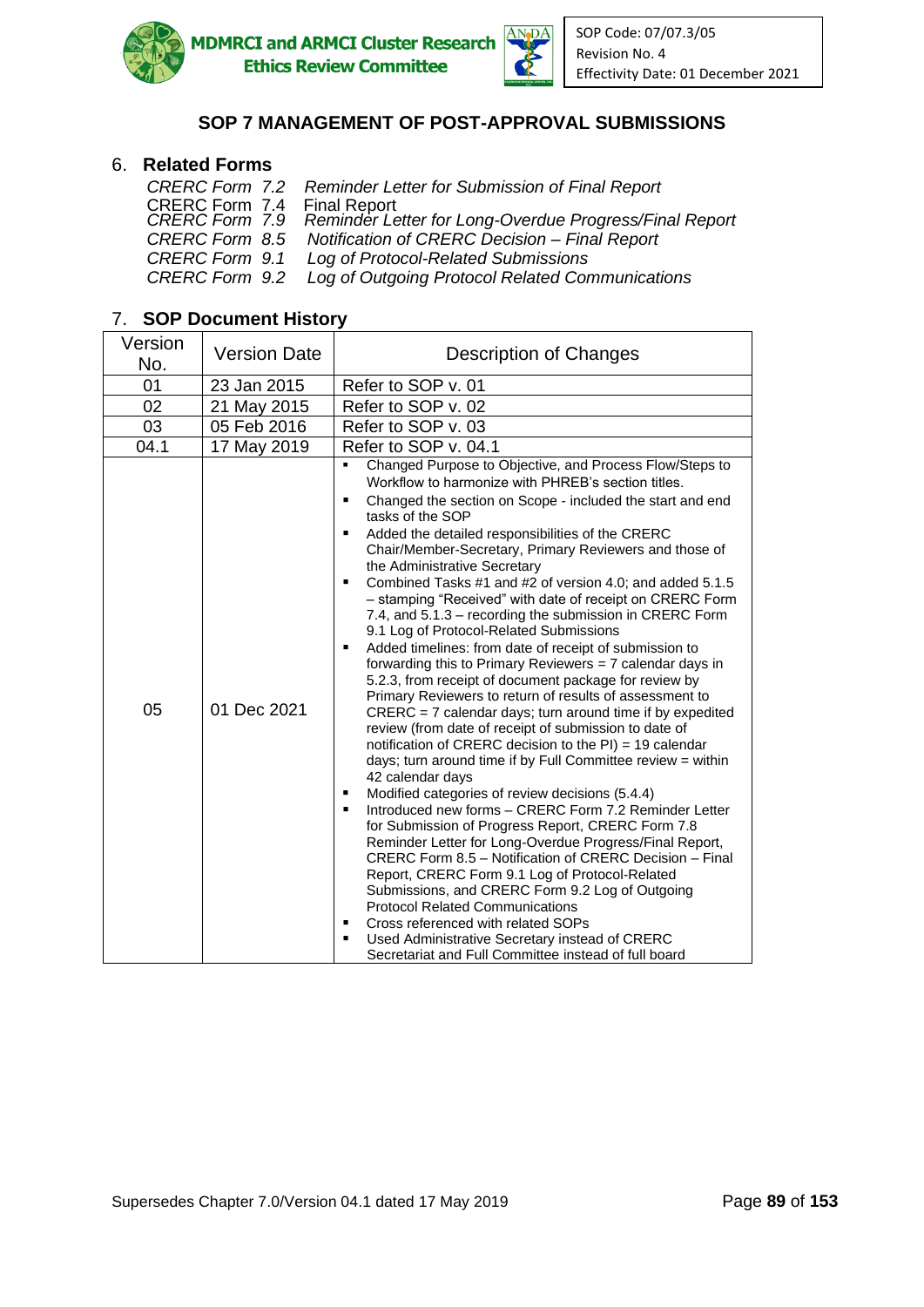## SOP 7 MANAGEMENT OF POST-APPROVAL SUBMISSIONS

### 6. Related Forms

*CRERC Form 7.2 Reminder Letter for Submission of Final Report*
CRERC Form 7.4 Final Report
*CRERC Form 7.9 Reminder Letter for Long-Overdue Progress/Final Report*
*CRERC Form 8.5 Notification of CRERC Decision – Final Report*
*CRERC Form 9.1 Log of Protocol-Related Submissions*
*CRERC Form 9.2 Log of Outgoing Protocol Related Communications*

### 7. SOP Document History

| Version No. | Version Date | Description of Changes |
|---|---|---|
| 01 | 23 Jan 2015 | Refer to SOP v. 01 |
| 02 | 21 May 2015 | Refer to SOP v. 02 |
| 03 | 05 Feb 2016 | Refer to SOP v. 03 |
| 04.1 | 17 May 2019 | Refer to SOP v. 04.1 |
| 05 | 01 Dec 2021 | ▪ Changed Purpose to Objective, and Process Flow/Steps to Workflow to harmonize with PHREB's section titles.<br>▪ Changed the section on Scope - included the start and end tasks of the SOP<br>▪ Added the detailed responsibilities of the CRERC Chair/Member-Secretary, Primary Reviewers and those of the Administrative Secretary<br>▪ Combined Tasks #1 and #2 of version 4.0; and added 5.1.5 – stamping "Received" with date of receipt on CRERC Form 7.4, and 5.1.3 – recording the submission in CRERC Form 9.1 Log of Protocol-Related Submissions<br>▪ Added timelines: from date of receipt of submission to forwarding this to Primary Reviewers = 7 calendar days in 5.2.3, from receipt of document package for review by Primary Reviewers to return of results of assessment to CRERC = 7 calendar days; turn around time if by expedited review (from date of receipt of submission to date of notification of CRERC decision to the PI) = 19 calendar days; turn around time if by Full Committee review = within 42 calendar days<br>▪ Modified categories of review decisions (5.4.4)<br>▪ Introduced new forms – CRERC Form 7.2 Reminder Letter for Submission of Progress Report, CRERC Form 7.8 Reminder Letter for Long-Overdue Progress/Final Report, CRERC Form 8.5 – Notification of CRERC Decision – Final Report, CRERC Form 9.1 Log of Protocol-Related Submissions, and CRERC Form 9.2 Log of Outgoing Protocol Related Communications<br>▪ Cross referenced with related SOPs<br>▪ Used Administrative Secretary instead of CRERC Secretariat and Full Committee instead of full board |

Supersedes Chapter 7.0/Version 04.1 dated 17 May 2019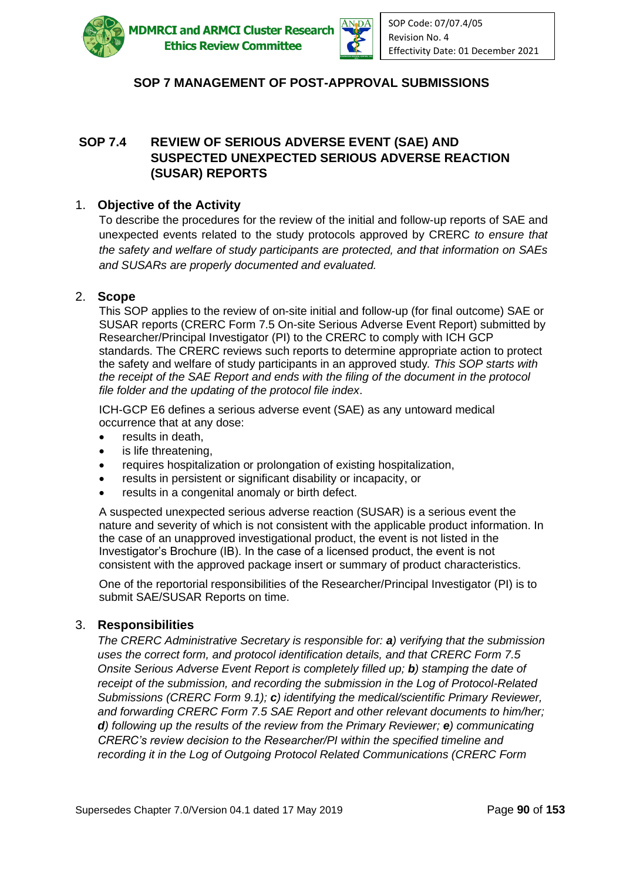## SOP 7 MANAGEMENT OF POST-APPROVAL SUBMISSIONS

### SOP 7.4 REVIEW OF SERIOUS ADVERSE EVENT (SAE) AND SUSPECTED UNEXPECTED SERIOUS ADVERSE REACTION (SUSAR) REPORTS

1. **Objective of the Activity**

   To describe the procedures for the review of the initial and follow-up reports of SAE and unexpected events related to the study protocols approved by CRERC *to ensure that the safety and welfare of study participants are protected, and that information on SAEs and SUSARs are properly documented and evaluated.*

2. **Scope**

   This SOP applies to the review of on-site initial and follow-up (for final outcome) SAE or SUSAR reports (CRERC Form 7.5 On-site Serious Adverse Event Report) submitted by Researcher/Principal Investigator (PI) to the CRERC to comply with ICH GCP standards. The CRERC reviews such reports to determine appropriate action to protect the safety and welfare of study participants in an approved study*. This SOP starts with the receipt of the SAE Report and ends with the filing of the document in the protocol file folder and the updating of the protocol file index*.

   ICH-GCP E6 defines a serious adverse event (SAE) as any untoward medical occurrence that at any dose:

   - results in death,
   - is life threatening,
   - requires hospitalization or prolongation of existing hospitalization,
   - results in persistent or significant disability or incapacity, or
   - results in a congenital anomaly or birth defect.

   A suspected unexpected serious adverse reaction (SUSAR) is a serious event the nature and severity of which is not consistent with the applicable product information. In the case of an unapproved investigational product, the event is not listed in the Investigator's Brochure (IB). In the case of a licensed product, the event is not consistent with the approved package insert or summary of product characteristics.

   One of the reportorial responsibilities of the Researcher/Principal Investigator (PI) is to submit SAE/SUSAR Reports on time.

3. **Responsibilities**

   *The CRERC Administrative Secretary is responsible for: **a**) verifying that the submission uses the correct form, and protocol identification details, and that CRERC Form 7.5 Onsite Serious Adverse Event Report is completely filled up; **b**) stamping the date of receipt of the submission, and recording the submission in the Log of Protocol-Related Submissions (CRERC Form 9.1); **c**) identifying the medical/scientific Primary Reviewer, and forwarding CRERC Form 7.5 SAE Report and other relevant documents to him/her; **d**) following up the results of the review from the Primary Reviewer; **e**) communicating CRERC's review decision to the Researcher/PI within the specified timeline and recording it in the Log of Outgoing Protocol Related Communications (CRERC Form*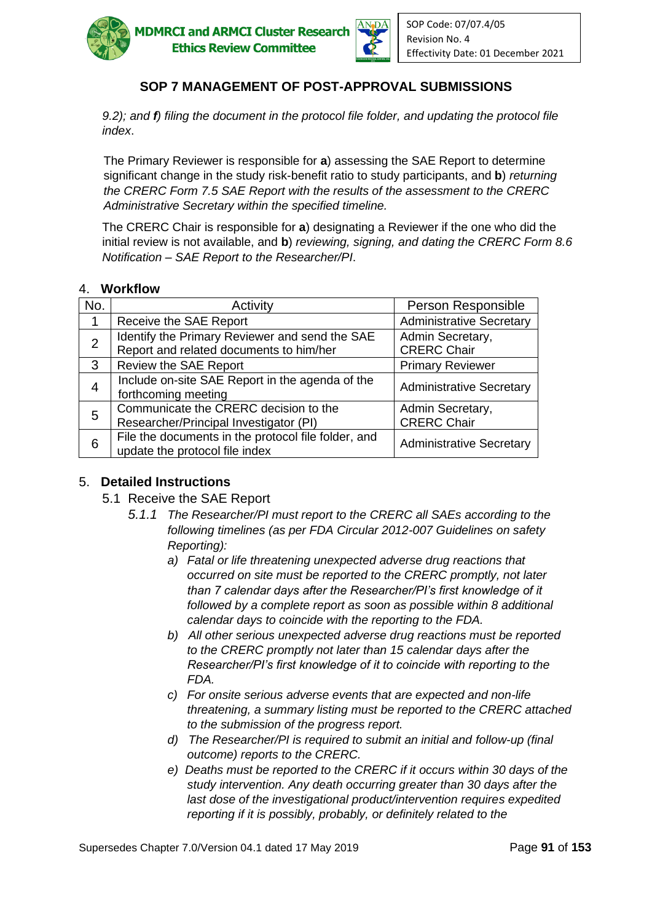*9.2); and **f**) filing the document in the protocol file folder, and updating the protocol file index*.

The Primary Reviewer is responsible for **a**) assessing the SAE Report to determine significant change in the study risk-benefit ratio to study participants, and **b**) *returning the CRERC Form 7.5 SAE Report with the results of the assessment to the CRERC Administrative Secretary within the specified timeline.*

The CRERC Chair is responsible for **a**) designating a Reviewer if the one who did the initial review is not available, and **b**) *reviewing, signing, and dating the CRERC Form 8.6 Notification – SAE Report to the Researcher/PI*.

## 4. Workflow

| No. | Activity | Person Responsible |
|---|---|---|
| 1 | Receive the SAE Report | Administrative Secretary |
| 2 | Identify the Primary Reviewer and send the SAE Report and related documents to him/her | Admin Secretary, CRERC Chair |
| 3 | Review the SAE Report | Primary Reviewer |
| 4 | Include on-site SAE Report in the agenda of the forthcoming meeting | Administrative Secretary |
| 5 | Communicate the CRERC decision to the Researcher/Principal Investigator (PI) | Admin Secretary, CRERC Chair |
| 6 | File the documents in the protocol file folder, and update the protocol file index | Administrative Secretary |

## 5. Detailed Instructions

### 5.1 Receive the SAE Report

*5.1.1 The Researcher/PI must report to the CRERC all SAEs according to the following timelines (as per FDA Circular 2012-007 Guidelines on safety Reporting):*

- *a) Fatal or life threatening unexpected adverse drug reactions that occurred on site must be reported to the CRERC promptly, not later than 7 calendar days after the Researcher/PI's first knowledge of it followed by a complete report as soon as possible within 8 additional calendar days to coincide with the reporting to the FDA.*
- *b) All other serious unexpected adverse drug reactions must be reported to the CRERC promptly not later than 15 calendar days after the Researcher/PI's first knowledge of it to coincide with reporting to the FDA.*
- *c) For onsite serious adverse events that are expected and non-life threatening, a summary listing must be reported to the CRERC attached to the submission of the progress report.*
- *d) The Researcher/PI is required to submit an initial and follow-up (final outcome) reports to the CRERC.*
- *e) Deaths must be reported to the CRERC if it occurs within 30 days of the study intervention. Any death occurring greater than 30 days after the last dose of the investigational product/intervention requires expedited reporting if it is possibly, probably, or definitely related to the*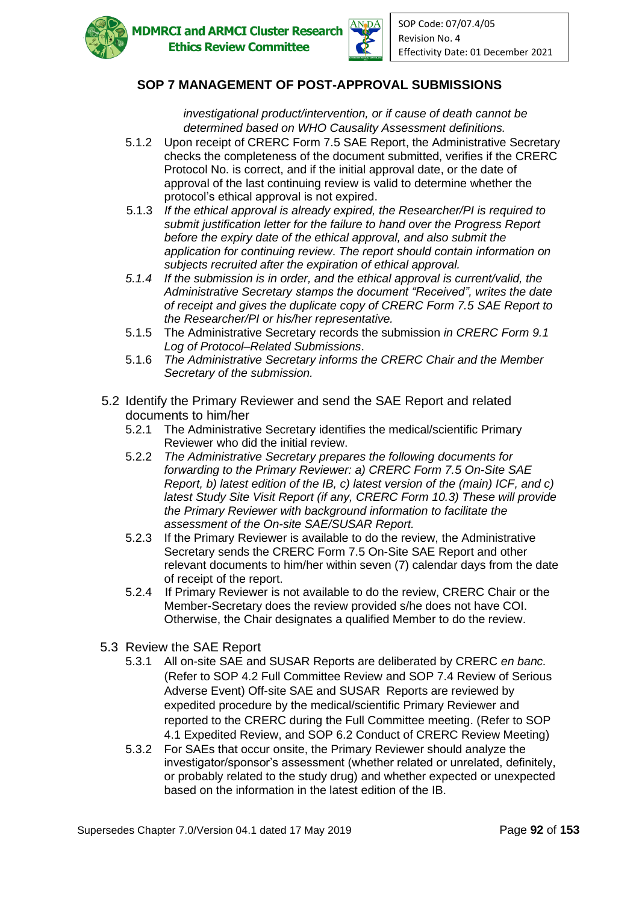*investigational product/intervention, or if cause of death cannot be determined based on WHO Causality Assessment definitions.*

5.1.2 Upon receipt of CRERC Form 7.5 SAE Report, the Administrative Secretary checks the completeness of the document submitted, verifies if the CRERC Protocol No. is correct, and if the initial approval date, or the date of approval of the last continuing review is valid to determine whether the protocol's ethical approval is not expired.

5.1.3 *If the ethical approval is already expired, the Researcher/PI is required to submit justification letter for the failure to hand over the Progress Report before the expiry date of the ethical approval, and also submit the application for continuing review. The report should contain information on subjects recruited after the expiration of ethical approval.*

*5.1.4 If the submission is in order, and the ethical approval is current/valid, the Administrative Secretary stamps the document "Received", writes the date of receipt and gives the duplicate copy of CRERC Form 7.5 SAE Report to the Researcher/PI or his/her representative.*

5.1.5 The Administrative Secretary records the submission *in CRERC Form 9.1 Log of Protocol–Related Submissions*.

5.1.6 *The Administrative Secretary informs the CRERC Chair and the Member Secretary of the submission.*

5.2 Identify the Primary Reviewer and send the SAE Report and related documents to him/her

5.2.1 The Administrative Secretary identifies the medical/scientific Primary Reviewer who did the initial review.

5.2.2 *The Administrative Secretary prepares the following documents for forwarding to the Primary Reviewer: a) CRERC Form 7.5 On-Site SAE Report, b) latest edition of the IB, c) latest version of the (main) ICF, and c) latest Study Site Visit Report (if any, CRERC Form 10.3) These will provide the Primary Reviewer with background information to facilitate the assessment of the On-site SAE/SUSAR Report.*

5.2.3 If the Primary Reviewer is available to do the review, the Administrative Secretary sends the CRERC Form 7.5 On-Site SAE Report and other relevant documents to him/her within seven (7) calendar days from the date of receipt of the report.

5.2.4 If Primary Reviewer is not available to do the review, CRERC Chair or the Member-Secretary does the review provided s/he does not have COI. Otherwise, the Chair designates a qualified Member to do the review.

5.3 Review the SAE Report

5.3.1 All on-site SAE and SUSAR Reports are deliberated by CRERC *en banc.* (Refer to SOP 4.2 Full Committee Review and SOP 7.4 Review of Serious Adverse Event) Off-site SAE and SUSAR Reports are reviewed by expedited procedure by the medical/scientific Primary Reviewer and reported to the CRERC during the Full Committee meeting. (Refer to SOP 4.1 Expedited Review, and SOP 6.2 Conduct of CRERC Review Meeting)

5.3.2 For SAEs that occur onsite, the Primary Reviewer should analyze the investigator/sponsor's assessment (whether related or unrelated, definitely, or probably related to the study drug) and whether expected or unexpected based on the information in the latest edition of the IB.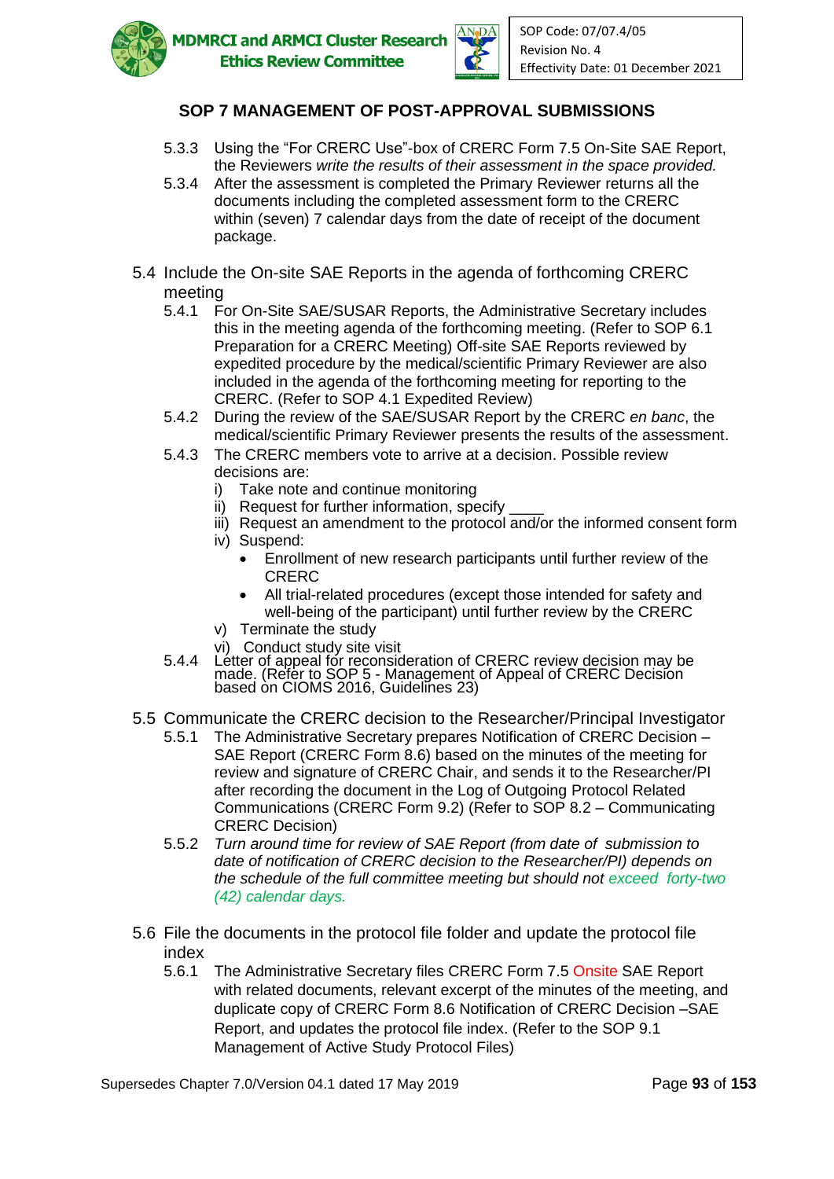## SOP 7 MANAGEMENT OF POST-APPROVAL SUBMISSIONS

5.3.3 Using the "For CRERC Use"-box of CRERC Form 7.5 On-Site SAE Report, the Reviewers *write the results of their assessment in the space provided.*

5.3.4 After the assessment is completed the Primary Reviewer returns all the documents including the completed assessment form to the CRERC within (seven) 7 calendar days from the date of receipt of the document package.

### 5.4 Include the On-site SAE Reports in the agenda of forthcoming CRERC meeting

5.4.1 For On-Site SAE/SUSAR Reports, the Administrative Secretary includes this in the meeting agenda of the forthcoming meeting. (Refer to SOP 6.1 Preparation for a CRERC Meeting) Off-site SAE Reports reviewed by expedited procedure by the medical/scientific Primary Reviewer are also included in the agenda of the forthcoming meeting for reporting to the CRERC. (Refer to SOP 4.1 Expedited Review)

5.4.2 During the review of the SAE/SUSAR Report by the CRERC *en banc*, the medical/scientific Primary Reviewer presents the results of the assessment.

5.4.3 The CRERC members vote to arrive at a decision. Possible review decisions are:

i) Take note and continue monitoring
ii) Request for further information, specify ____
iii) Request an amendment to the protocol and/or the informed consent form
iv) Suspend:
   - Enrollment of new research participants until further review of the CRERC
   - All trial-related procedures (except those intended for safety and well-being of the participant) until further review by the CRERC
v) Terminate the study
vi) Conduct study site visit

5.4.4 Letter of appeal for reconsideration of CRERC review decision may be made. (Refer to SOP 5 - Management of Appeal of CRERC Decision based on CIOMS 2016, Guidelines 23)

### 5.5 Communicate the CRERC decision to the Researcher/Principal Investigator

5.5.1 The Administrative Secretary prepares Notification of CRERC Decision – SAE Report (CRERC Form 8.6) based on the minutes of the meeting for review and signature of CRERC Chair, and sends it to the Researcher/PI after recording the document in the Log of Outgoing Protocol Related Communications (CRERC Form 9.2) (Refer to SOP 8.2 – Communicating CRERC Decision)

5.5.2 *Turn around time for review of SAE Report (from date of submission to date of notification of CRERC decision to the Researcher/PI) depends on the schedule of the full committee meeting but should not exceed forty-two (42) calendar days.*

### 5.6 File the documents in the protocol file folder and update the protocol file index

5.6.1 The Administrative Secretary files CRERC Form 7.5 Onsite SAE Report with related documents, relevant excerpt of the minutes of the meeting, and duplicate copy of CRERC Form 8.6 Notification of CRERC Decision –SAE Report, and updates the protocol file index. (Refer to the SOP 9.1 Management of Active Study Protocol Files)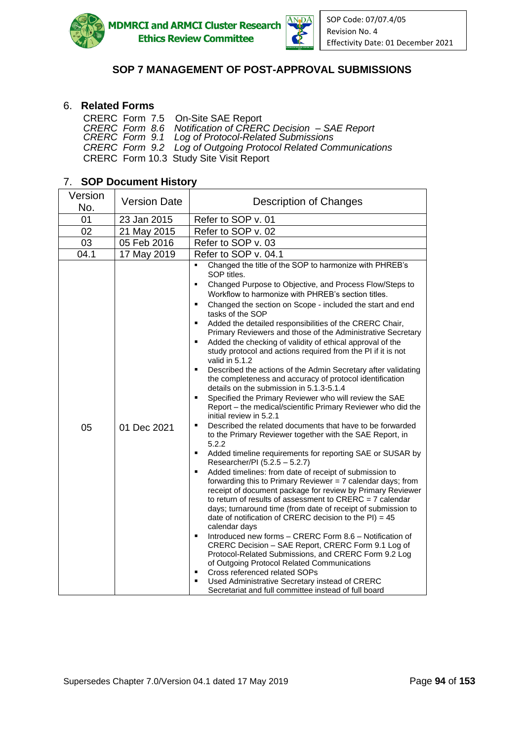# SOP 7 MANAGEMENT OF POST-APPROVAL SUBMISSIONS

## 6. Related Forms

CRERC Form 7.5 On-Site SAE Report
*CRERC Form 8.6 Notification of CRERC Decision – SAE Report*
*CRERC Form 9.1 Log of Protocol-Related Submissions*
*CRERC Form 9.2 Log of Outgoing Protocol Related Communications*
CRERC Form 10.3 Study Site Visit Report

## 7. SOP Document History

| Version No. | Version Date | Description of Changes |
|---|---|---|
| 01 | 23 Jan 2015 | Refer to SOP v. 01 |
| 02 | 21 May 2015 | Refer to SOP v. 02 |
| 03 | 05 Feb 2016 | Refer to SOP v. 03 |
| 04.1 | 17 May 2019 | Refer to SOP v. 04.1 |
| 05 | 01 Dec 2021 | ▪ Changed the title of the SOP to harmonize with PHREB's SOP titles.<br>▪ Changed Purpose to Objective, and Process Flow/Steps to Workflow to harmonize with PHREB's section titles.<br>▪ Changed the section on Scope - included the start and end tasks of the SOP<br>▪ Added the detailed responsibilities of the CRERC Chair, Primary Reviewers and those of the Administrative Secretary<br>▪ Added the checking of validity of ethical approval of the study protocol and actions required from the PI if it is not valid in 5.1.2<br>▪ Described the actions of the Admin Secretary after validating the completeness and accuracy of protocol identification details on the submission in 5.1.3-5.1.4<br>▪ Specified the Primary Reviewer who will review the SAE Report – the medical/scientific Primary Reviewer who did the initial review in 5.2.1<br>▪ Described the related documents that have to be forwarded to the Primary Reviewer together with the SAE Report, in 5.2.2<br>▪ Added timeline requirements for reporting SAE or SUSAR by Researcher/PI (5.2.5 – 5.2.7)<br>▪ Added timelines: from date of receipt of submission to forwarding this to Primary Reviewer = 7 calendar days; from receipt of document package for review by Primary Reviewer to return of results of assessment to CRERC = 7 calendar days; turnaround time (from date of receipt of submission to date of notification of CRERC decision to the PI) = 45 calendar days<br>▪ Introduced new forms – CRERC Form 8.6 – Notification of CRERC Decision – SAE Report, CRERC Form 9.1 Log of Protocol-Related Submissions, and CRERC Form 9.2 Log of Outgoing Protocol Related Communications<br>▪ Cross referenced related SOPs<br>▪ Used Administrative Secretary instead of CRERC Secretariat and full committee instead of full board |

Supersedes Chapter 7.0/Version 04.1 dated 17 May 2019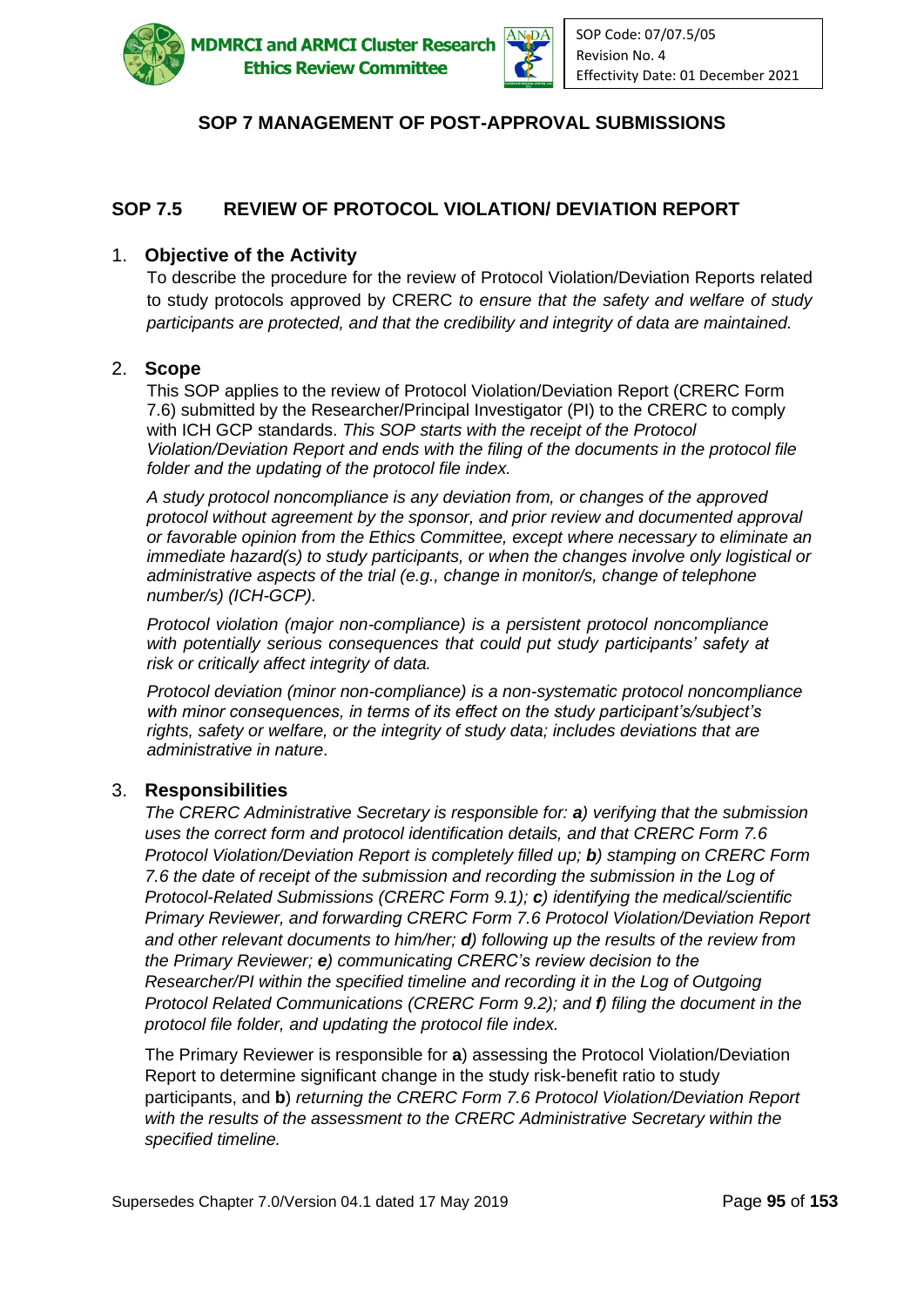## SOP 7 MANAGEMENT OF POST-APPROVAL SUBMISSIONS

### SOP 7.5 REVIEW OF PROTOCOL VIOLATION/ DEVIATION REPORT

1. **Objective of the Activity**

   To describe the procedure for the review of Protocol Violation/Deviation Reports related to study protocols approved by CRERC *to ensure that the safety and welfare of study participants are protected, and that the credibility and integrity of data are maintained.*

2. **Scope**

   This SOP applies to the review of Protocol Violation/Deviation Report (CRERC Form 7.6) submitted by the Researcher/Principal Investigator (PI) to the CRERC to comply with ICH GCP standards. *This SOP starts with the receipt of the Protocol Violation/Deviation Report and ends with the filing of the documents in the protocol file folder and the updating of the protocol file index.*

   *A study protocol noncompliance is any deviation from, or changes of the approved protocol without agreement by the sponsor, and prior review and documented approval or favorable opinion from the Ethics Committee, except where necessary to eliminate an immediate hazard(s) to study participants, or when the changes involve only logistical or administrative aspects of the trial (e.g., change in monitor/s, change of telephone number/s) (ICH-GCP).*

   *Protocol violation (major non-compliance) is a persistent protocol noncompliance with potentially serious consequences that could put study participants' safety at risk or critically affect integrity of data.*

   *Protocol deviation (minor non-compliance) is a non-systematic protocol noncompliance with minor consequences, in terms of its effect on the study participant's/subject's rights, safety or welfare, or the integrity of study data; includes deviations that are administrative in nature.*

3. **Responsibilities**

   *The CRERC Administrative Secretary is responsible for: **a**) verifying that the submission uses the correct form and protocol identification details, and that CRERC Form 7.6 Protocol Violation/Deviation Report is completely filled up; **b**) stamping on CRERC Form 7.6 the date of receipt of the submission and recording the submission in the Log of Protocol-Related Submissions (CRERC Form 9.1); **c**) identifying the medical/scientific Primary Reviewer, and forwarding CRERC Form 7.6 Protocol Violation/Deviation Report and other relevant documents to him/her; **d**) following up the results of the review from the Primary Reviewer; **e**) communicating CRERC's review decision to the Researcher/PI within the specified timeline and recording it in the Log of Outgoing Protocol Related Communications (CRERC Form 9.2); and **f**) filing the document in the protocol file folder, and updating the protocol file index.*

   The Primary Reviewer is responsible for **a**) assessing the Protocol Violation/Deviation Report to determine significant change in the study risk-benefit ratio to study participants, and **b**) *returning the CRERC Form 7.6 Protocol Violation/Deviation Report with the results of the assessment to the CRERC Administrative Secretary within the specified timeline.*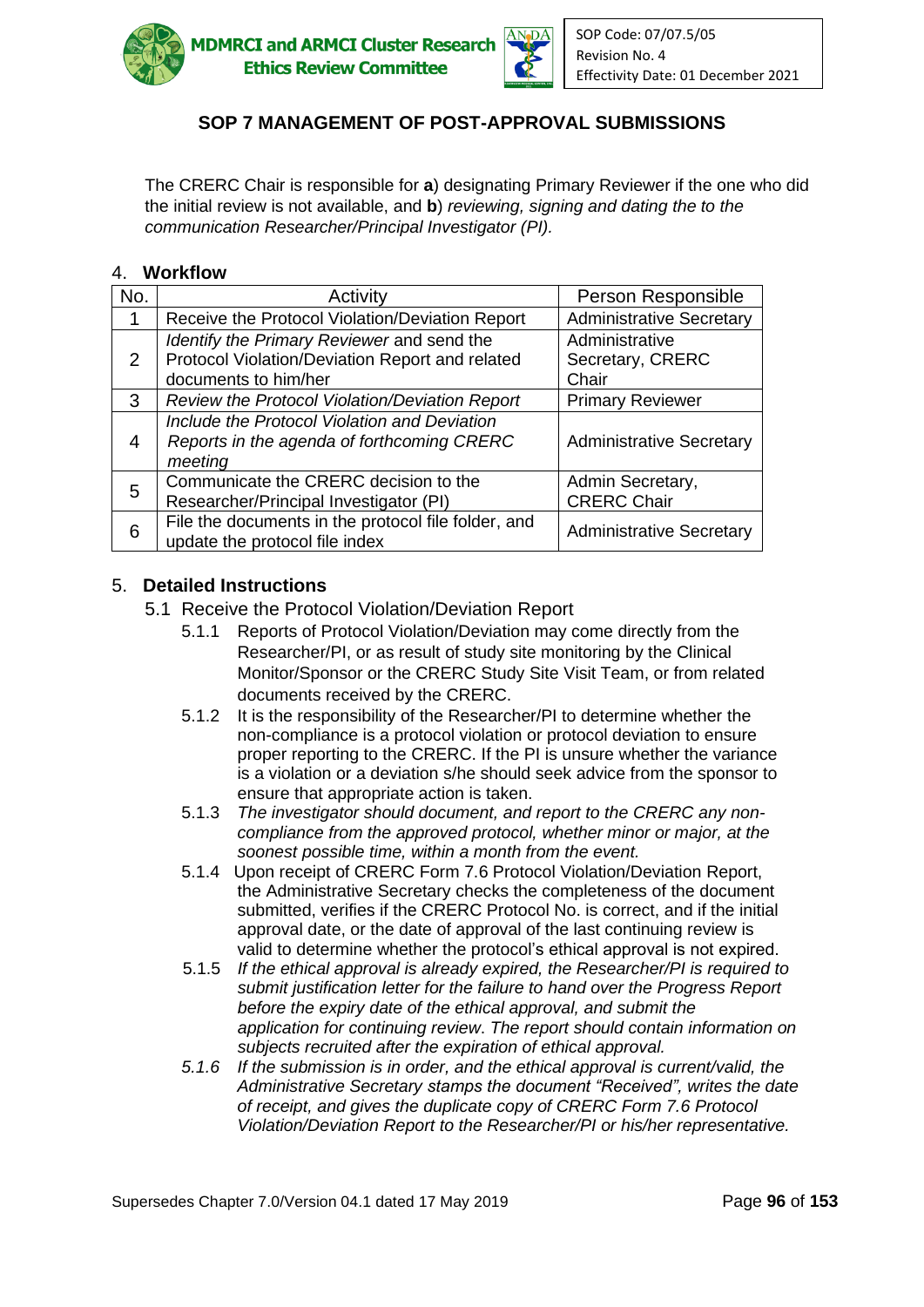## SOP 7 MANAGEMENT OF POST-APPROVAL SUBMISSIONS

The CRERC Chair is responsible for **a**) designating Primary Reviewer if the one who did the initial review is not available, and **b**) *reviewing, signing and dating the to the communication Researcher/Principal Investigator (PI).*

### 4. Workflow

| No. | Activity | Person Responsible |
|---|---|---|
| 1 | Receive the Protocol Violation/Deviation Report | Administrative Secretary |
| 2 | *Identify the Primary Reviewer* and send the Protocol Violation/Deviation Report and related documents to him/her | Administrative Secretary, CRERC Chair |
| 3 | *Review the Protocol Violation/Deviation Report* | Primary Reviewer |
| 4 | *Include the Protocol Violation and Deviation Reports in the agenda of forthcoming CRERC meeting* | Administrative Secretary |
| 5 | Communicate the CRERC decision to the Researcher/Principal Investigator (PI) | Admin Secretary, CRERC Chair |
| 6 | File the documents in the protocol file folder, and update the protocol file index | Administrative Secretary |

### 5. Detailed Instructions

5.1 Receive the Protocol Violation/Deviation Report

5.1.1 Reports of Protocol Violation/Deviation may come directly from the Researcher/PI, or as result of study site monitoring by the Clinical Monitor/Sponsor or the CRERC Study Site Visit Team, or from related documents received by the CRERC.

5.1.2 It is the responsibility of the Researcher/PI to determine whether the non-compliance is a protocol violation or protocol deviation to ensure proper reporting to the CRERC. If the PI is unsure whether the variance is a violation or a deviation s/he should seek advice from the sponsor to ensure that appropriate action is taken.

5.1.3 *The investigator should document, and report to the CRERC any non-compliance from the approved protocol, whether minor or major, at the soonest possible time, within a month from the event.*

5.1.4 Upon receipt of CRERC Form 7.6 Protocol Violation/Deviation Report, the Administrative Secretary checks the completeness of the document submitted, verifies if the CRERC Protocol No. is correct, and if the initial approval date, or the date of approval of the last continuing review is valid to determine whether the protocol's ethical approval is not expired.

5.1.5 *If the ethical approval is already expired, the Researcher/PI is required to submit justification letter for the failure to hand over the Progress Report before the expiry date of the ethical approval, and submit the application for continuing review. The report should contain information on subjects recruited after the expiration of ethical approval.*

*5.1.6 If the submission is in order, and the ethical approval is current/valid, the Administrative Secretary stamps the document "Received", writes the date of receipt, and gives the duplicate copy of CRERC Form 7.6 Protocol Violation/Deviation Report to the Researcher/PI or his/her representative.*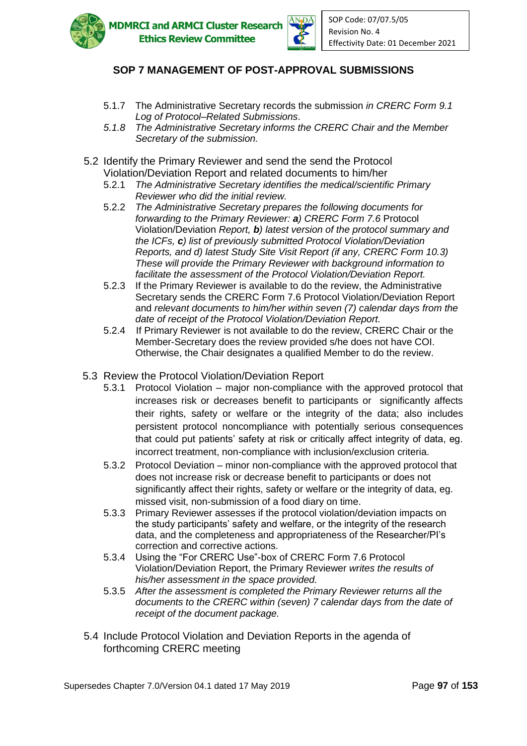## SOP 7 MANAGEMENT OF POST-APPROVAL SUBMISSIONS

- 5.1.7 The Administrative Secretary records the submission *in CRERC Form 9.1 Log of Protocol–Related Submissions*.
- *5.1.8 The Administrative Secretary informs the CRERC Chair and the Member Secretary of the submission.*

5.2 Identify the Primary Reviewer and send the send the Protocol Violation/Deviation Report and related documents to him/her

- 5.2.1 *The Administrative Secretary identifies the medical/scientific Primary Reviewer who did the initial review.*
- 5.2.2 *The Administrative Secretary prepares the following documents for forwarding to the Primary Reviewer: **a**) CRERC Form 7.6* Protocol Violation/Deviation *Report, **b**) latest version of the protocol summary and the ICFs, **c**) list of previously submitted Protocol Violation/Deviation Reports, and d) latest Study Site Visit Report (if any, CRERC Form 10.3) These will provide the Primary Reviewer with background information to facilitate the assessment of the Protocol Violation/Deviation Report.*
- 5.2.3 If the Primary Reviewer is available to do the review, the Administrative Secretary sends the CRERC Form 7.6 Protocol Violation/Deviation Report and *relevant documents to him/her within seven (7) calendar days from the date of receipt of the Protocol Violation/Deviation Report*.
- 5.2.4 If Primary Reviewer is not available to do the review, CRERC Chair or the Member-Secretary does the review provided s/he does not have COI. Otherwise, the Chair designates a qualified Member to do the review.

5.3 Review the Protocol Violation/Deviation Report

- 5.3.1 Protocol Violation – major non-compliance with the approved protocol that increases risk or decreases benefit to participants or significantly affects their rights, safety or welfare or the integrity of the data; also includes persistent protocol noncompliance with potentially serious consequences that could put patients' safety at risk or critically affect integrity of data, eg. incorrect treatment, non-compliance with inclusion/exclusion criteria.
- 5.3.2 Protocol Deviation – minor non-compliance with the approved protocol that does not increase risk or decrease benefit to participants or does not significantly affect their rights, safety or welfare or the integrity of data, eg. missed visit, non-submission of a food diary on time.
- 5.3.3 Primary Reviewer assesses if the protocol violation/deviation impacts on the study participants' safety and welfare, or the integrity of the research data, and the completeness and appropriateness of the Researcher/PI's correction and corrective actions.
- 5.3.4 Using the "For CRERC Use"-box of CRERC Form 7.6 Protocol Violation/Deviation Report, the Primary Reviewer *writes the results of his/her assessment in the space provided.*
- 5.3.5 *After the assessment is completed the Primary Reviewer returns all the documents to the CRERC within (seven) 7 calendar days from the date of receipt of the document package.*

5.4 Include Protocol Violation and Deviation Reports in the agenda of forthcoming CRERC meeting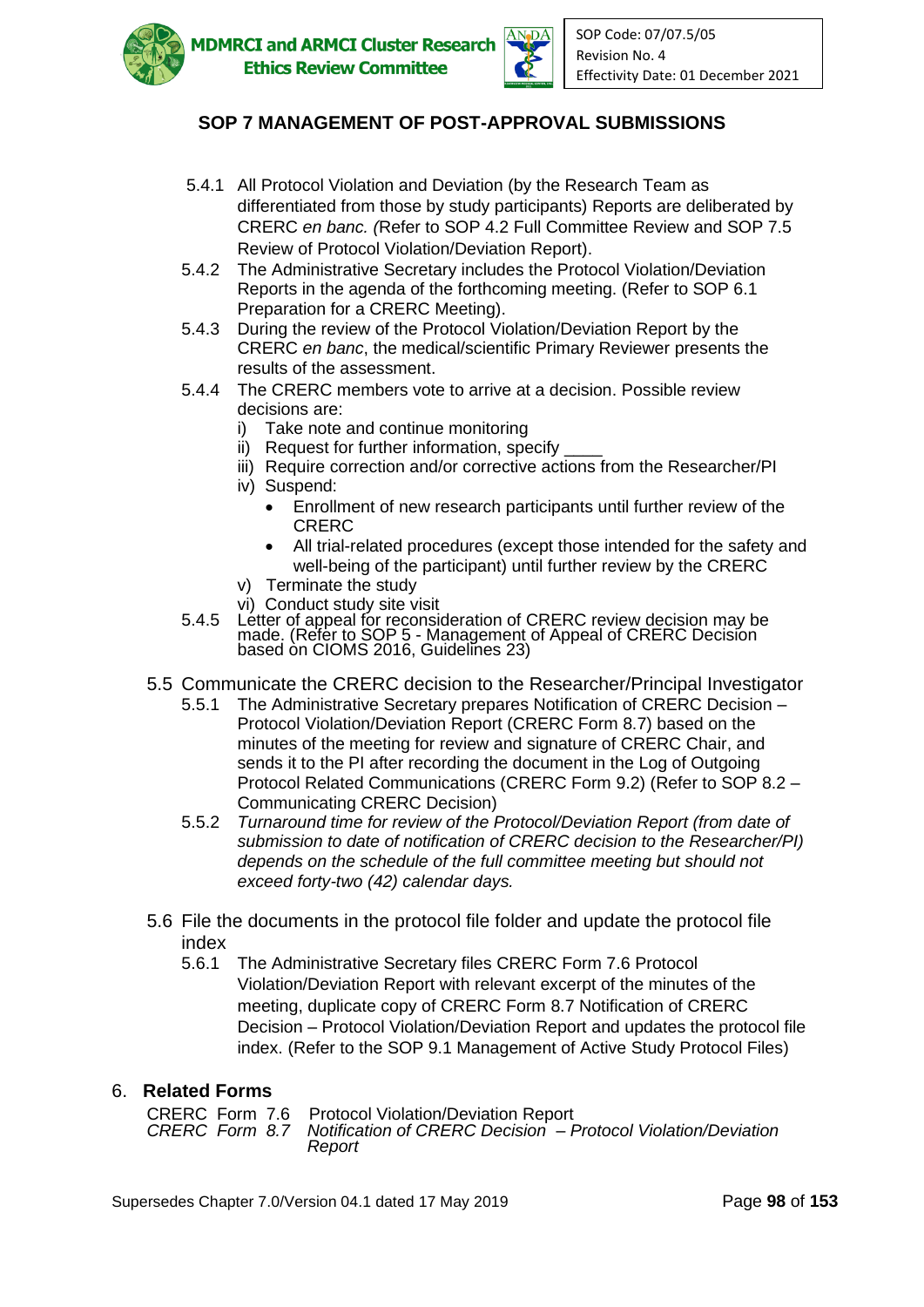## SOP 7 MANAGEMENT OF POST-APPROVAL SUBMISSIONS

5.4.1 All Protocol Violation and Deviation (by the Research Team as differentiated from those by study participants) Reports are deliberated by CRERC *en banc. (*Refer to SOP 4.2 Full Committee Review and SOP 7.5 Review of Protocol Violation/Deviation Report).

5.4.2 The Administrative Secretary includes the Protocol Violation/Deviation Reports in the agenda of the forthcoming meeting. (Refer to SOP 6.1 Preparation for a CRERC Meeting).

5.4.3 During the review of the Protocol Violation/Deviation Report by the CRERC *en banc*, the medical/scientific Primary Reviewer presents the results of the assessment.

5.4.4 The CRERC members vote to arrive at a decision. Possible review decisions are:

i) Take note and continue monitoring
ii) Request for further information, specify ____
iii) Require correction and/or corrective actions from the Researcher/PI
iv) Suspend:
   - Enrollment of new research participants until further review of the CRERC
   - All trial-related procedures (except those intended for the safety and well-being of the participant) until further review by the CRERC
v) Terminate the study
vi) Conduct study site visit

5.4.5 Letter of appeal for reconsideration of CRERC review decision may be made. (Refer to SOP 5 - Management of Appeal of CRERC Decision based on CIOMS 2016, Guidelines 23)

5.5 Communicate the CRERC decision to the Researcher/Principal Investigator

5.5.1 The Administrative Secretary prepares Notification of CRERC Decision – Protocol Violation/Deviation Report (CRERC Form 8.7) based on the minutes of the meeting for review and signature of CRERC Chair, and sends it to the PI after recording the document in the Log of Outgoing Protocol Related Communications (CRERC Form 9.2) (Refer to SOP 8.2 – Communicating CRERC Decision)

5.5.2 *Turnaround time for review of the Protocol/Deviation Report (from date of submission to date of notification of CRERC decision to the Researcher/PI) depends on the schedule of the full committee meeting but should not exceed forty-two (42) calendar days.*

5.6 File the documents in the protocol file folder and update the protocol file index

5.6.1 The Administrative Secretary files CRERC Form 7.6 Protocol Violation/Deviation Report with relevant excerpt of the minutes of the meeting, duplicate copy of CRERC Form 8.7 Notification of CRERC Decision – Protocol Violation/Deviation Report and updates the protocol file index. (Refer to the SOP 9.1 Management of Active Study Protocol Files)

### 6. Related Forms

CRERC Form 7.6 Protocol Violation/Deviation Report
*CRERC Form 8.7 Notification of CRERC Decision – Protocol Violation/Deviation Report*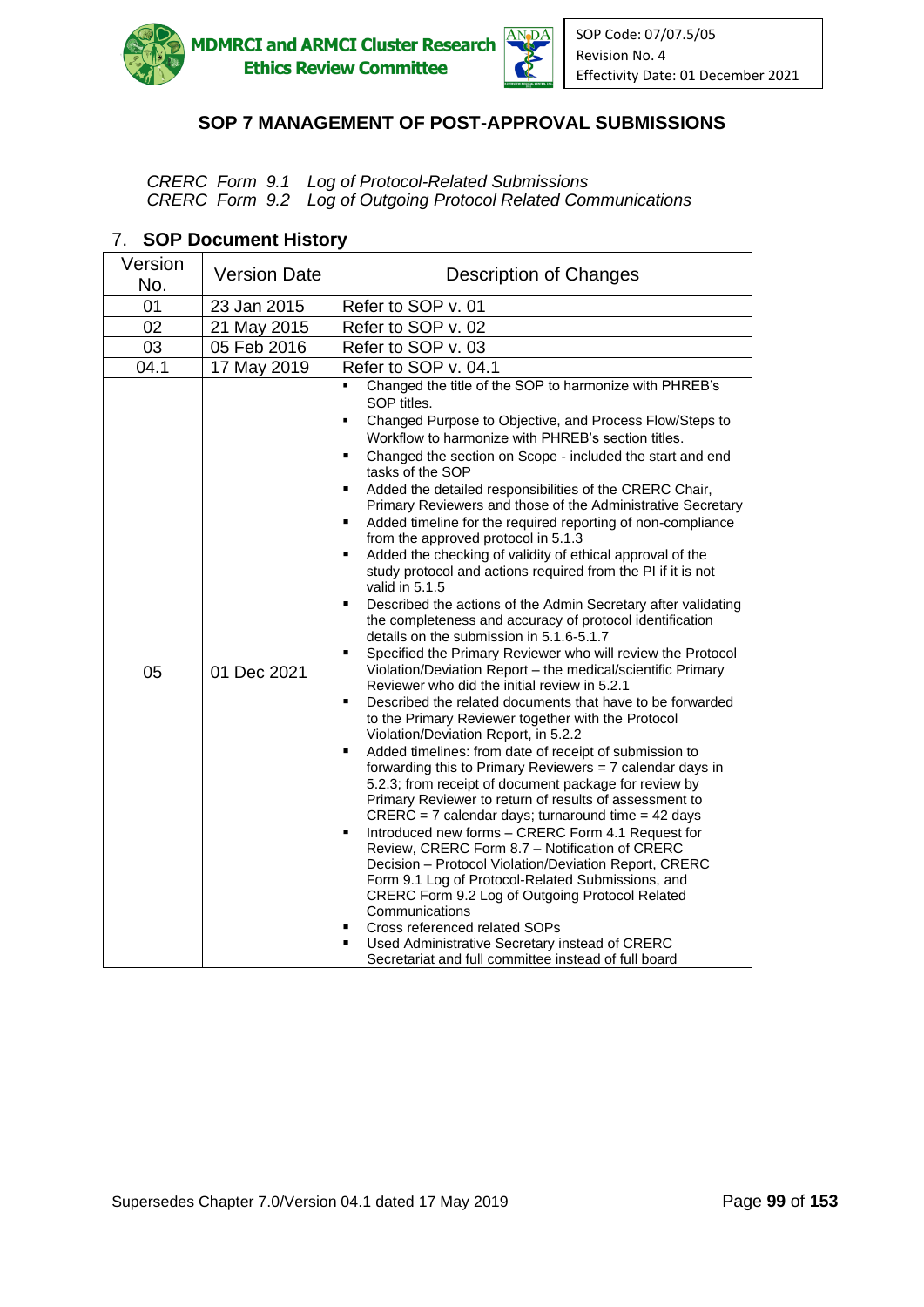## SOP 7 MANAGEMENT OF POST-APPROVAL SUBMISSIONS

*CRERC Form 9.1 Log of Protocol-Related Submissions*
*CRERC Form 9.2 Log of Outgoing Protocol Related Communications*

## 7. SOP Document History

| Version No. | Version Date | Description of Changes |
|---|---|---|
| 01 | 23 Jan 2015 | Refer to SOP v. 01 |
| 02 | 21 May 2015 | Refer to SOP v. 02 |
| 03 | 05 Feb 2016 | Refer to SOP v. 03 |
| 04.1 | 17 May 2019 | Refer to SOP v. 04.1 |
| 05 | 01 Dec 2021 | ▪ Changed the title of the SOP to harmonize with PHREB's SOP titles.<br>▪ Changed Purpose to Objective, and Process Flow/Steps to Workflow to harmonize with PHREB's section titles.<br>▪ Changed the section on Scope - included the start and end tasks of the SOP<br>▪ Added the detailed responsibilities of the CRERC Chair, Primary Reviewers and those of the Administrative Secretary<br>▪ Added timeline for the required reporting of non-compliance from the approved protocol in 5.1.3<br>▪ Added the checking of validity of ethical approval of the study protocol and actions required from the PI if it is not valid in 5.1.5<br>▪ Described the actions of the Admin Secretary after validating the completeness and accuracy of protocol identification details on the submission in 5.1.6-5.1.7<br>▪ Specified the Primary Reviewer who will review the Protocol Violation/Deviation Report – the medical/scientific Primary Reviewer who did the initial review in 5.2.1<br>▪ Described the related documents that have to be forwarded to the Primary Reviewer together with the Protocol Violation/Deviation Report, in 5.2.2<br>▪ Added timelines: from date of receipt of submission to forwarding this to Primary Reviewers = 7 calendar days in 5.2.3; from receipt of document package for review by Primary Reviewer to return of results of assessment to CRERC = 7 calendar days; turnaround time = 42 days<br>▪ Introduced new forms – CRERC Form 4.1 Request for Review, CRERC Form 8.7 – Notification of CRERC Decision – Protocol Violation/Deviation Report, CRERC Form 9.1 Log of Protocol-Related Submissions, and CRERC Form 9.2 Log of Outgoing Protocol Related Communications<br>▪ Cross referenced related SOPs<br>▪ Used Administrative Secretary instead of CRERC Secretariat and full committee instead of full board |

Supersedes Chapter 7.0/Version 04.1 dated 17 May 2019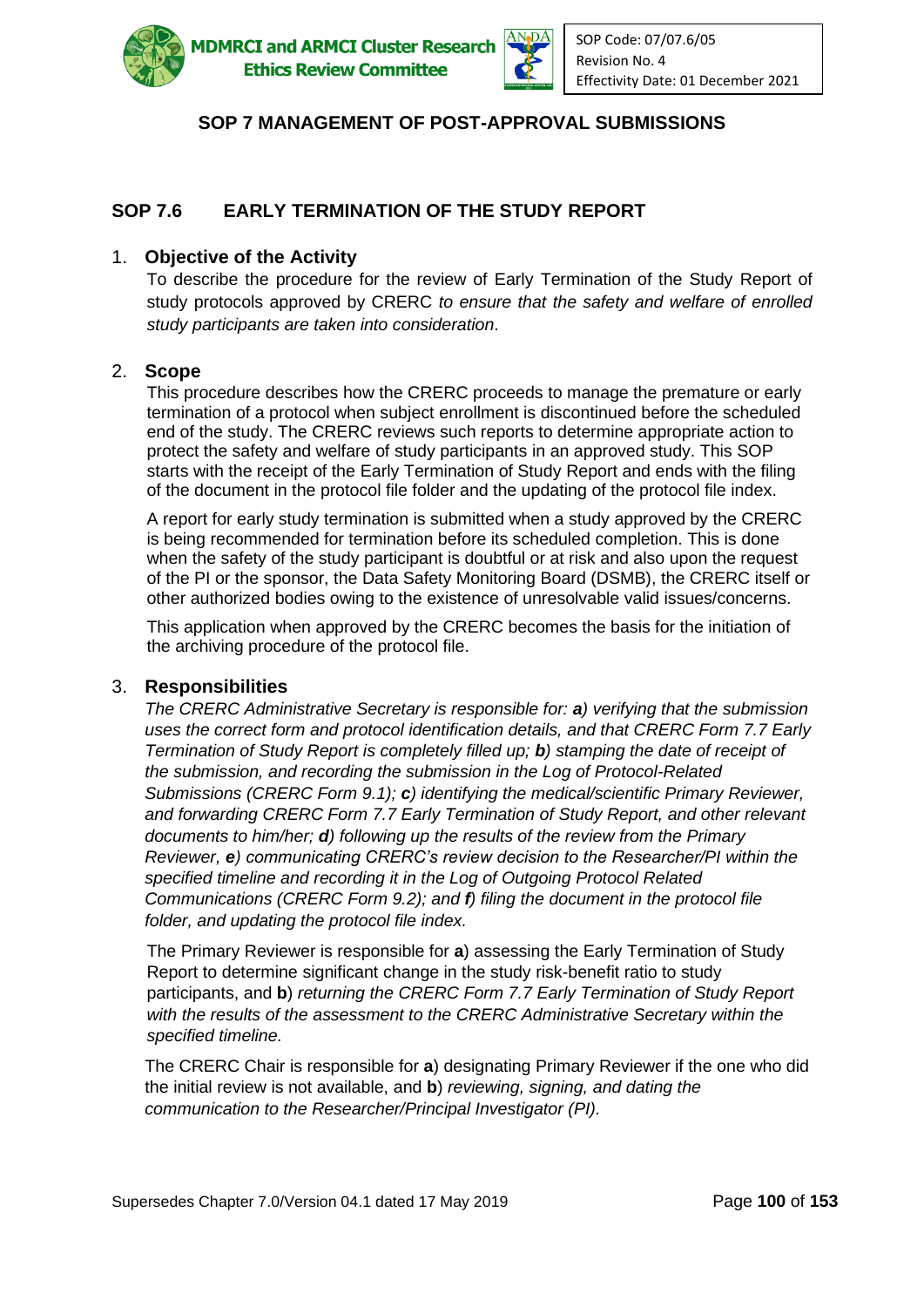## SOP 7 MANAGEMENT OF POST-APPROVAL SUBMISSIONS

### SOP 7.6 EARLY TERMINATION OF THE STUDY REPORT

1. **Objective of the Activity**

   To describe the procedure for the review of Early Termination of the Study Report of study protocols approved by CRERC *to ensure that the safety and welfare of enrolled study participants are taken into consideration*.

2. **Scope**

   This procedure describes how the CRERC proceeds to manage the premature or early termination of a protocol when subject enrollment is discontinued before the scheduled end of the study. The CRERC reviews such reports to determine appropriate action to protect the safety and welfare of study participants in an approved study. This SOP starts with the receipt of the Early Termination of Study Report and ends with the filing of the document in the protocol file folder and the updating of the protocol file index.

   A report for early study termination is submitted when a study approved by the CRERC is being recommended for termination before its scheduled completion. This is done when the safety of the study participant is doubtful or at risk and also upon the request of the PI or the sponsor, the Data Safety Monitoring Board (DSMB), the CRERC itself or other authorized bodies owing to the existence of unresolvable valid issues/concerns.

   This application when approved by the CRERC becomes the basis for the initiation of the archiving procedure of the protocol file.

3. **Responsibilities**

   *The CRERC Administrative Secretary is responsible for: **a**) verifying that the submission uses the correct form and protocol identification details, and that CRERC Form 7.7 Early Termination of Study Report is completely filled up; **b**) stamping the date of receipt of the submission, and recording the submission in the Log of Protocol-Related Submissions (CRERC Form 9.1); **c**) identifying the medical/scientific Primary Reviewer, and forwarding CRERC Form 7.7 Early Termination of Study Report, and other relevant documents to him/her; **d**) following up the results of the review from the Primary Reviewer, **e**) communicating CRERC's review decision to the Researcher/PI within the specified timeline and recording it in the Log of Outgoing Protocol Related Communications (CRERC Form 9.2); and **f**) filing the document in the protocol file folder, and updating the protocol file index.*

   The Primary Reviewer is responsible for **a**) assessing the Early Termination of Study Report to determine significant change in the study risk-benefit ratio to study participants, and **b**) *returning the CRERC Form 7.7 Early Termination of Study Report with the results of the assessment to the CRERC Administrative Secretary within the specified timeline.*

   The CRERC Chair is responsible for **a**) designating Primary Reviewer if the one who did the initial review is not available, and **b**) *reviewing, signing, and dating the communication to the Researcher/Principal Investigator (PI).*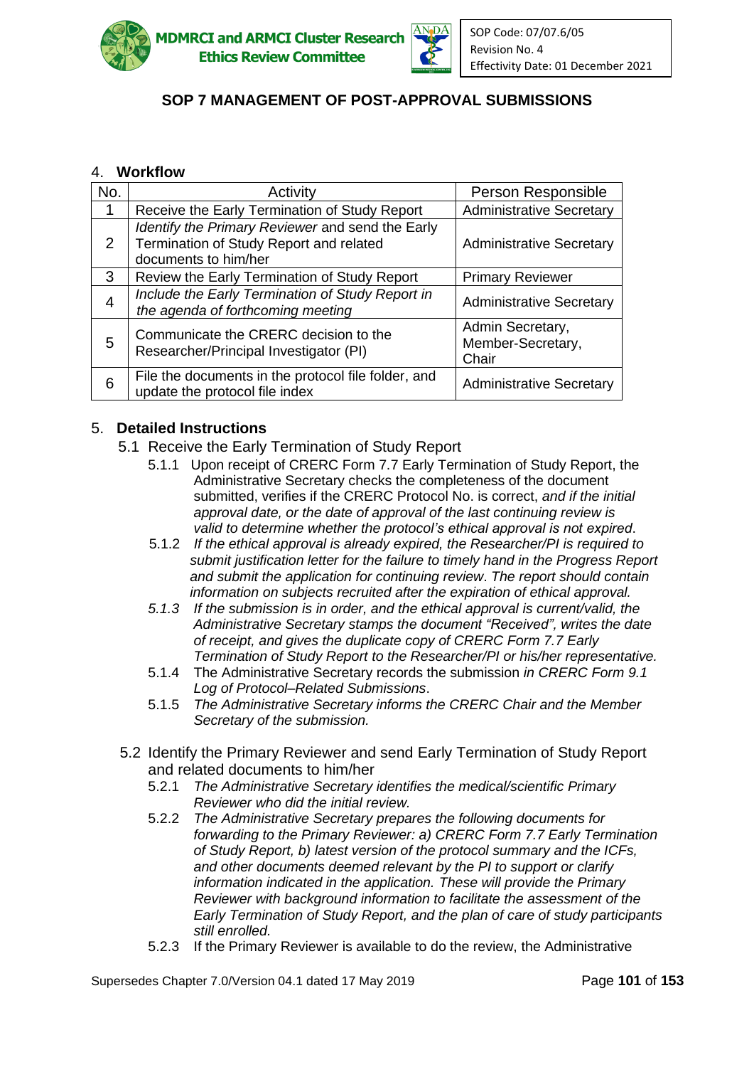## SOP 7 MANAGEMENT OF POST-APPROVAL SUBMISSIONS

### 4. Workflow

| No. | Activity | Person Responsible |
|---|---|---|
| 1 | Receive the Early Termination of Study Report | Administrative Secretary |
| 2 | *Identify the Primary Reviewer* and send the Early Termination of Study Report and related documents to him/her | Administrative Secretary |
| 3 | Review the Early Termination of Study Report | Primary Reviewer |
| 4 | *Include the Early Termination of Study Report in the agenda of forthcoming meeting* | Administrative Secretary |
| 5 | Communicate the CRERC decision to the Researcher/Principal Investigator (PI) | Admin Secretary, Member-Secretary, Chair |
| 6 | File the documents in the protocol file folder, and update the protocol file index | Administrative Secretary |

### 5. Detailed Instructions

5.1 Receive the Early Termination of Study Report

5.1.1 Upon receipt of CRERC Form 7.7 Early Termination of Study Report, the Administrative Secretary checks the completeness of the document submitted, verifies if the CRERC Protocol No. is correct, *and if the initial approval date, or the date of approval of the last continuing review is valid to determine whether the protocol's ethical approval is not expired*.

5.1.2 *If the ethical approval is already expired, the Researcher/PI is required to submit justification letter for the failure to timely hand in the Progress Report and submit the application for continuing review. The report should contain information on subjects recruited after the expiration of ethical approval.*

*5.1.3 If the submission is in order, and the ethical approval is current/valid, the Administrative Secretary stamps the document "Received", writes the date of receipt, and gives the duplicate copy of CRERC Form 7.7 Early Termination of Study Report to the Researcher/PI or his/her representative.*

5.1.4 The Administrative Secretary records the submission *in CRERC Form 9.1 Log of Protocol–Related Submissions*.

5.1.5 *The Administrative Secretary informs the CRERC Chair and the Member Secretary of the submission.*

5.2 Identify the Primary Reviewer and send Early Termination of Study Report and related documents to him/her

5.2.1 *The Administrative Secretary identifies the medical/scientific Primary Reviewer who did the initial review.*

5.2.2 *The Administrative Secretary prepares the following documents for forwarding to the Primary Reviewer: a) CRERC Form 7.7 Early Termination of Study Report, b) latest version of the protocol summary and the ICFs, and other documents deemed relevant by the PI to support or clarify information indicated in the application. These will provide the Primary Reviewer with background information to facilitate the assessment of the Early Termination of Study Report, and the plan of care of study participants still enrolled.*

5.2.3 If the Primary Reviewer is available to do the review, the Administrative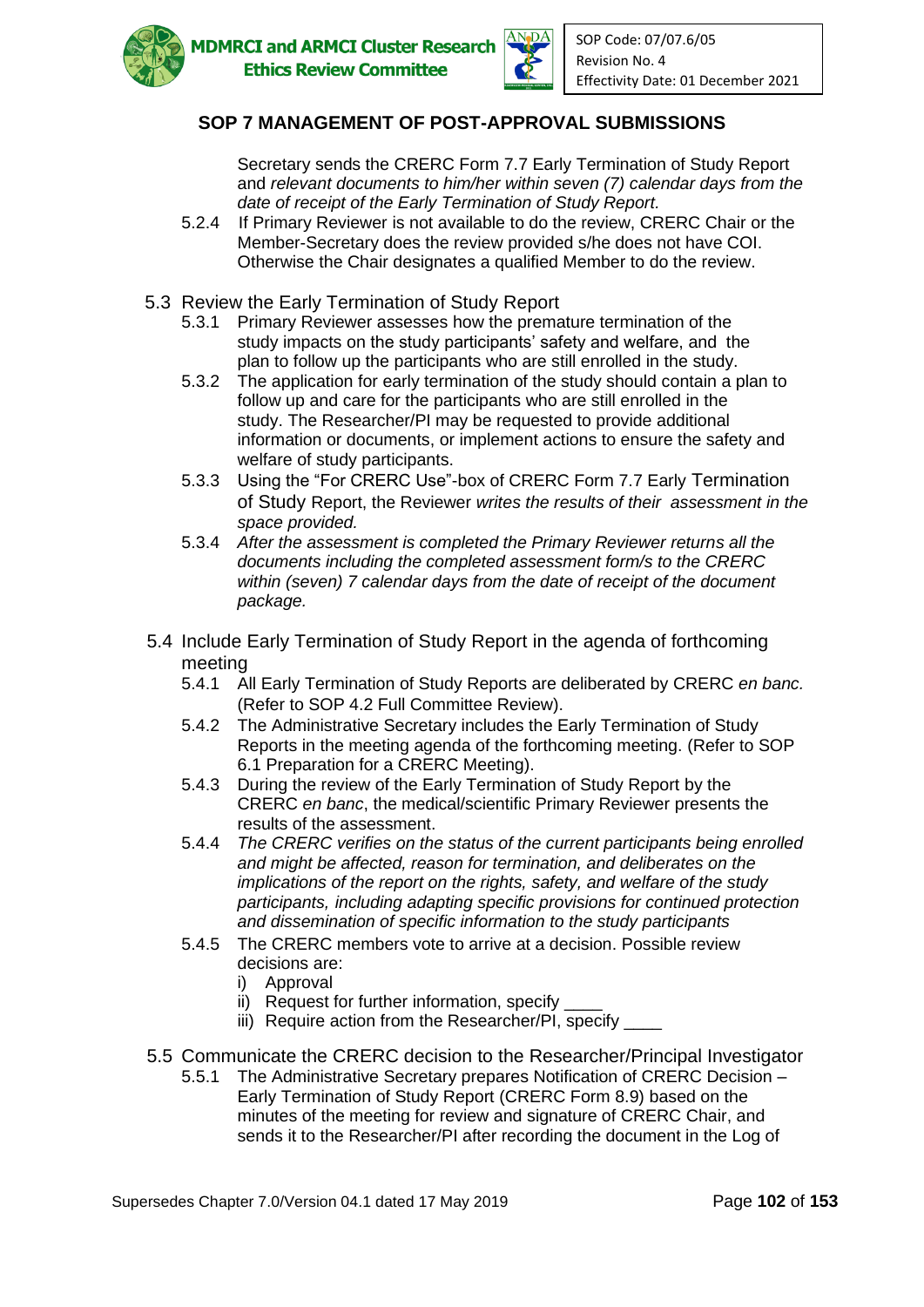## SOP 7 MANAGEMENT OF POST-APPROVAL SUBMISSIONS

Secretary sends the CRERC Form 7.7 Early Termination of Study Report and *relevant documents to him/her within seven (7) calendar days from the date of receipt of the Early Termination of Study Report.*

5.2.4 If Primary Reviewer is not available to do the review, CRERC Chair or the Member-Secretary does the review provided s/he does not have COI. Otherwise the Chair designates a qualified Member to do the review.

5.3 Review the Early Termination of Study Report

5.3.1 Primary Reviewer assesses how the premature termination of the study impacts on the study participants' safety and welfare, and the plan to follow up the participants who are still enrolled in the study.

5.3.2 The application for early termination of the study should contain a plan to follow up and care for the participants who are still enrolled in the study. The Researcher/PI may be requested to provide additional information or documents, or implement actions to ensure the safety and welfare of study participants.

5.3.3 Using the "For CRERC Use"-box of CRERC Form 7.7 Early Termination of Study Report, the Reviewer *writes the results of their assessment in the space provided.*

5.3.4 *After the assessment is completed the Primary Reviewer returns all the documents including the completed assessment form/s to the CRERC within (seven) 7 calendar days from the date of receipt of the document package.*

5.4 Include Early Termination of Study Report in the agenda of forthcoming meeting

5.4.1 All Early Termination of Study Reports are deliberated by CRERC *en banc.* (Refer to SOP 4.2 Full Committee Review).

5.4.2 The Administrative Secretary includes the Early Termination of Study Reports in the meeting agenda of the forthcoming meeting. (Refer to SOP 6.1 Preparation for a CRERC Meeting).

5.4.3 During the review of the Early Termination of Study Report by the CRERC *en banc*, the medical/scientific Primary Reviewer presents the results of the assessment.

5.4.4 *The CRERC verifies on the status of the current participants being enrolled and might be affected, reason for termination, and deliberates on the implications of the report on the rights, safety, and welfare of the study participants, including adapting specific provisions for continued protection and dissemination of specific information to the study participants*

5.4.5 The CRERC members vote to arrive at a decision. Possible review decisions are:

i) Approval
ii) Request for further information, specify ____
iii) Require action from the Researcher/PI, specify ____

5.5 Communicate the CRERC decision to the Researcher/Principal Investigator

5.5.1 The Administrative Secretary prepares Notification of CRERC Decision – Early Termination of Study Report (CRERC Form 8.9) based on the minutes of the meeting for review and signature of CRERC Chair, and sends it to the Researcher/PI after recording the document in the Log of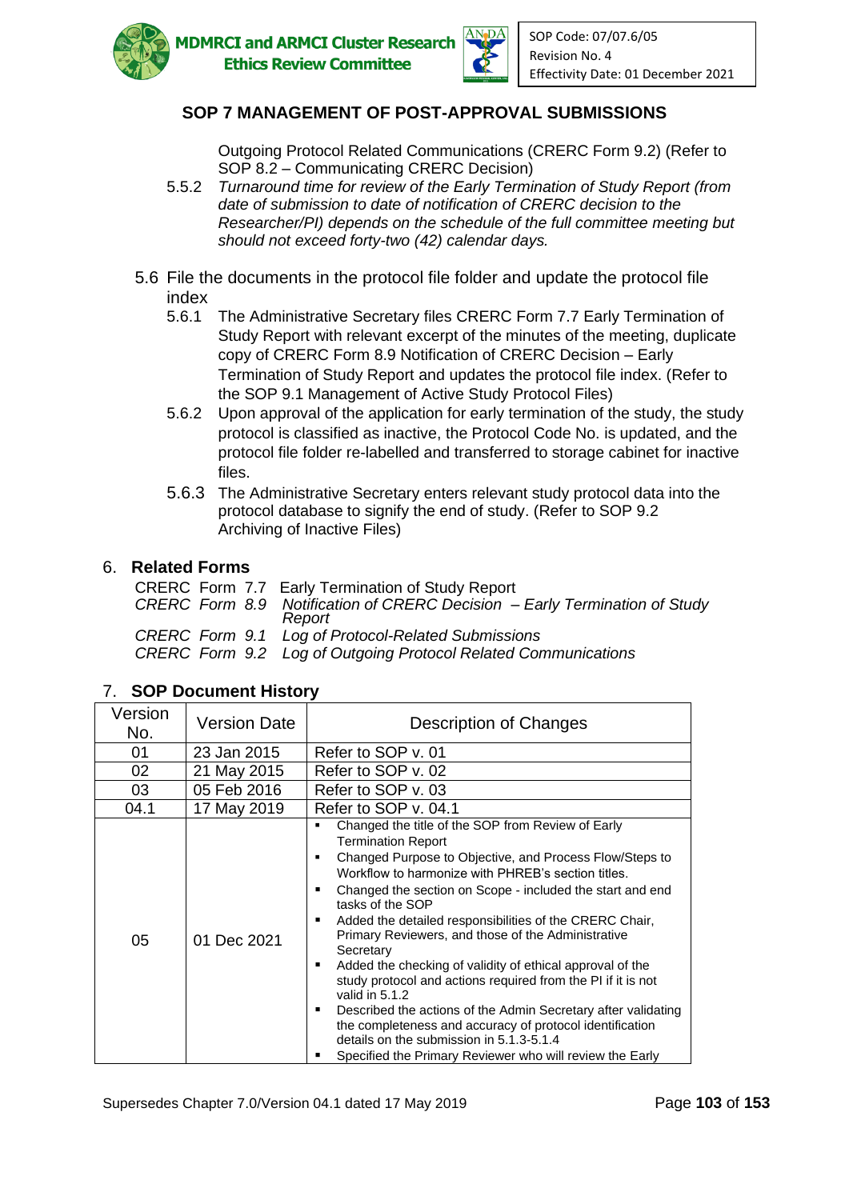## SOP 7 MANAGEMENT OF POST-APPROVAL SUBMISSIONS

Outgoing Protocol Related Communications (CRERC Form 9.2) (Refer to SOP 8.2 – Communicating CRERC Decision)

5.5.2 *Turnaround time for review of the Early Termination of Study Report (from date of submission to date of notification of CRERC decision to the Researcher/PI) depends on the schedule of the full committee meeting but should not exceed forty-two (42) calendar days.*

5.6 File the documents in the protocol file folder and update the protocol file index

5.6.1 The Administrative Secretary files CRERC Form 7.7 Early Termination of Study Report with relevant excerpt of the minutes of the meeting, duplicate copy of CRERC Form 8.9 Notification of CRERC Decision – Early Termination of Study Report and updates the protocol file index. (Refer to the SOP 9.1 Management of Active Study Protocol Files)

5.6.2 Upon approval of the application for early termination of the study, the study protocol is classified as inactive, the Protocol Code No. is updated, and the protocol file folder re-labelled and transferred to storage cabinet for inactive files.

5.6.3 The Administrative Secretary enters relevant study protocol data into the protocol database to signify the end of study. (Refer to SOP 9.2 Archiving of Inactive Files)

## 6. Related Forms

CRERC Form 7.7 Early Termination of Study Report
*CRERC Form 8.9 Notification of CRERC Decision – Early Termination of Study Report*
*CRERC Form 9.1 Log of Protocol-Related Submissions*
*CRERC Form 9.2 Log of Outgoing Protocol Related Communications*

## 7. SOP Document History

| Version No. | Version Date | Description of Changes |
|---|---|---|
| 01 | 23 Jan 2015 | Refer to SOP v. 01 |
| 02 | 21 May 2015 | Refer to SOP v. 02 |
| 03 | 05 Feb 2016 | Refer to SOP v. 03 |
| 04.1 | 17 May 2019 | Refer to SOP v. 04.1 |
| 05 | 01 Dec 2021 | ▪ Changed the title of the SOP from Review of Early Termination Report<br>▪ Changed Purpose to Objective, and Process Flow/Steps to Workflow to harmonize with PHREB's section titles.<br>▪ Changed the section on Scope - included the start and end tasks of the SOP<br>▪ Added the detailed responsibilities of the CRERC Chair, Primary Reviewers, and those of the Administrative Secretary<br>▪ Added the checking of validity of ethical approval of the study protocol and actions required from the PI if it is not valid in 5.1.2<br>▪ Described the actions of the Admin Secretary after validating the completeness and accuracy of protocol identification details on the submission in 5.1.3-5.1.4<br>▪ Specified the Primary Reviewer who will review the Early |

Supersedes Chapter 7.0/Version 04.1 dated 17 May 2019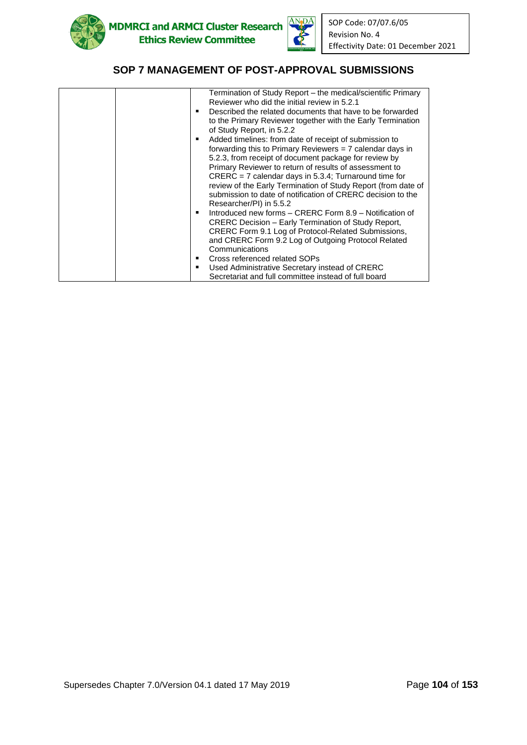## SOP 7 MANAGEMENT OF POST-APPROVAL SUBMISSIONS

| | | |
|---|---|---|
| | | Termination of Study Report – the medical/scientific Primary Reviewer who did the initial review in 5.2.1<br>▪ Described the related documents that have to be forwarded to the Primary Reviewer together with the Early Termination of Study Report, in 5.2.2<br>▪ Added timelines: from date of receipt of submission to forwarding this to Primary Reviewers = 7 calendar days in 5.2.3, from receipt of document package for review by Primary Reviewer to return of results of assessment to CRERC = 7 calendar days in 5.3.4; Turnaround time for review of the Early Termination of Study Report (from date of submission to date of notification of CRERC decision to the Researcher/PI) in 5.5.2<br>▪ Introduced new forms – CRERC Form 8.9 – Notification of CRERC Decision – Early Termination of Study Report, CRERC Form 9.1 Log of Protocol-Related Submissions, and CRERC Form 9.2 Log of Outgoing Protocol Related Communications<br>▪ Cross referenced related SOPs<br>▪ Used Administrative Secretary instead of CRERC Secretariat and full committee instead of full board |